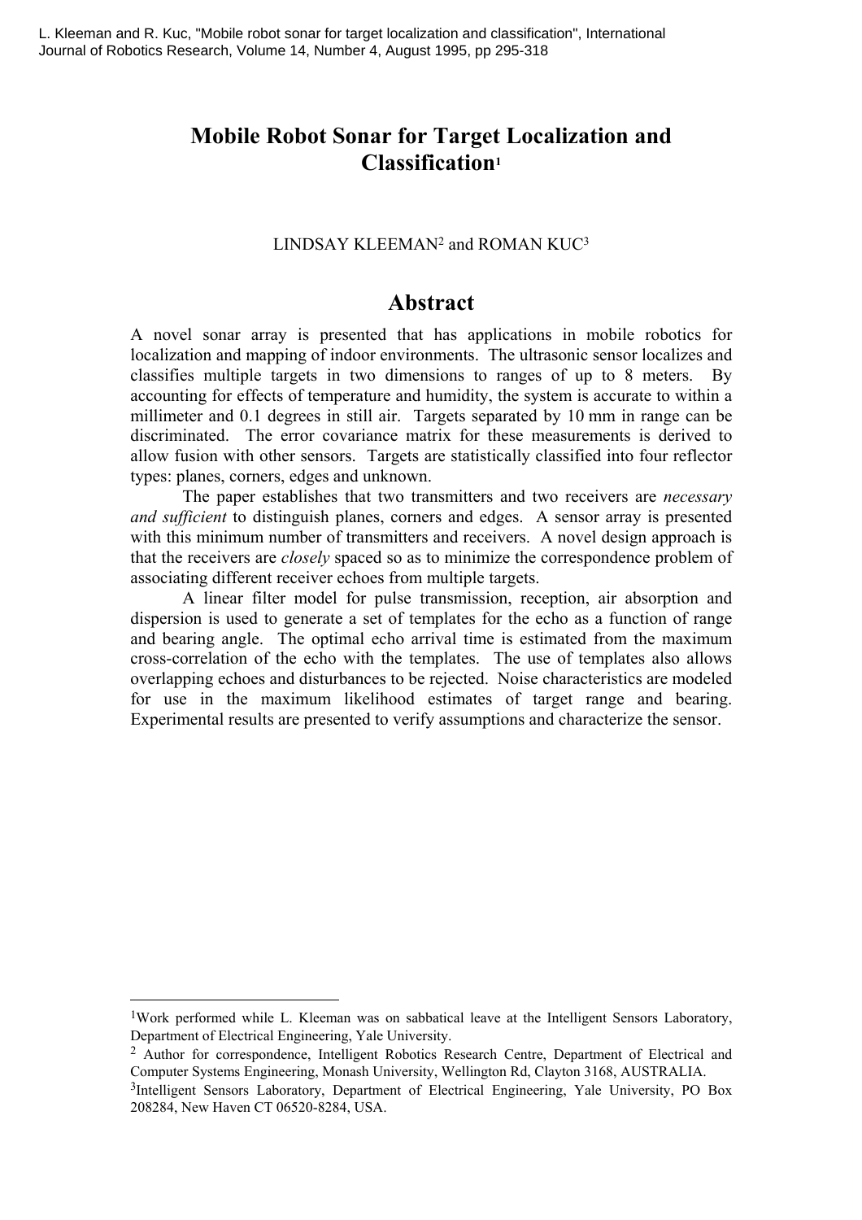L. Kleeman and R. Kuc, "Mobile robot sonar for target localization and classification", International Journal of Robotics Research, Volume 14, Number 4, August 1995, pp 295-318

# Mobile Robot Sonar for Target Localization and Classification[1]

LINDSAY KLEEMAN[2] and ROMAN KUC[3]

## Abstract

A novel sonar array is presented that has applications in mobile robotics for localization and mapping of indoor environments. The ultrasonic sensor localizes and classifies multiple targets in two dimensions to ranges of up to 8 meters. By accounting for effects of temperature and humidity, the system is accurate to within a millimeter and 0.1 degrees in still air. Targets separated by 10 mm in range can be discriminated. The error covariance matrix for these measurements is derived to allow fusion with other sensors. Targets are statistically classified into four reflector types: planes, corners, edges and unknown.

The paper establishes that two transmitters and two receivers are *necessary and sufficient* to distinguish planes, corners and edges. A sensor array is presented with this minimum number of transmitters and receivers. A novel design approach is that the receivers are *closely* spaced so as to minimize the correspondence problem of associating different receiver echoes from multiple targets.

A linear filter model for pulse transmission, reception, air absorption and dispersion is used to generate a set of templates for the echo as a function of range and bearing angle. The optimal echo arrival time is estimated from the maximum cross-correlation of the echo with the templates. The use of templates also allows overlapping echoes and disturbances to be rejected. Noise characteristics are modeled for use in the maximum likelihood estimates of target range and bearing. Experimental results are presented to verify assumptions and characterize the sensor.

---

[1]Work performed while L. Kleeman was on sabbatical leave at the Intelligent Sensors Laboratory, Department of Electrical Engineering, Yale University.

[2] Author for correspondence, Intelligent Robotics Research Centre, Department of Electrical and Computer Systems Engineering, Monash University, Wellington Rd, Clayton 3168, AUSTRALIA.

[3]Intelligent Sensors Laboratory, Department of Electrical Engineering, Yale University, PO Box 208284, New Haven CT 06520-8284, USA.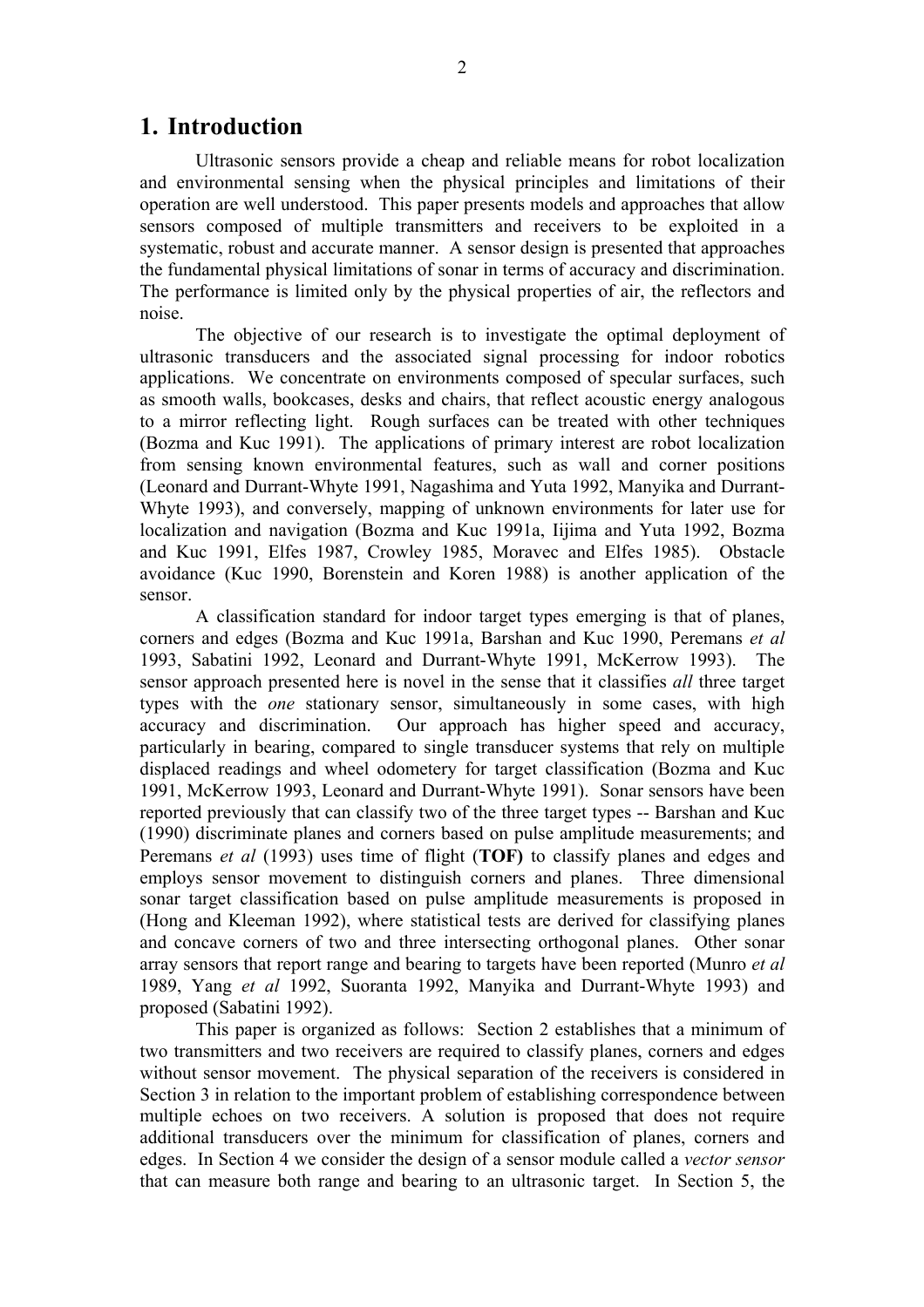# 1. Introduction

Ultrasonic sensors provide a cheap and reliable means for robot localization and environmental sensing when the physical principles and limitations of their operation are well understood. This paper presents models and approaches that allow sensors composed of multiple transmitters and receivers to be exploited in a systematic, robust and accurate manner. A sensor design is presented that approaches the fundamental physical limitations of sonar in terms of accuracy and discrimination. The performance is limited only by the physical properties of air, the reflectors and noise.

The objective of our research is to investigate the optimal deployment of ultrasonic transducers and the associated signal processing for indoor robotics applications. We concentrate on environments composed of specular surfaces, such as smooth walls, bookcases, desks and chairs, that reflect acoustic energy analogous to a mirror reflecting light. Rough surfaces can be treated with other techniques (Bozma and Kuc 1991). The applications of primary interest are robot localization from sensing known environmental features, such as wall and corner positions (Leonard and Durrant-Whyte 1991, Nagashima and Yuta 1992, Manyika and Durrant-Whyte 1993), and conversely, mapping of unknown environments for later use for localization and navigation (Bozma and Kuc 1991a, Iijima and Yuta 1992, Bozma and Kuc 1991, Elfes 1987, Crowley 1985, Moravec and Elfes 1985). Obstacle avoidance (Kuc 1990, Borenstein and Koren 1988) is another application of the sensor.

A classification standard for indoor target types emerging is that of planes, corners and edges (Bozma and Kuc 1991a, Barshan and Kuc 1990, Peremans *et al* 1993, Sabatini 1992, Leonard and Durrant-Whyte 1991, McKerrow 1993). The sensor approach presented here is novel in the sense that it classifies *all* three target types with the *one* stationary sensor, simultaneously in some cases, with high accuracy and discrimination. Our approach has higher speed and accuracy, particularly in bearing, compared to single transducer systems that rely on multiple displaced readings and wheel odometery for target classification (Bozma and Kuc 1991, McKerrow 1993, Leonard and Durrant-Whyte 1991). Sonar sensors have been reported previously that can classify two of the three target types -- Barshan and Kuc (1990) discriminate planes and corners based on pulse amplitude measurements; and Peremans *et al* (1993) uses time of flight (**TOF**) to classify planes and edges and employs sensor movement to distinguish corners and planes. Three dimensional sonar target classification based on pulse amplitude measurements is proposed in (Hong and Kleeman 1992), where statistical tests are derived for classifying planes and concave corners of two and three intersecting orthogonal planes. Other sonar array sensors that report range and bearing to targets have been reported (Munro *et al* 1989, Yang *et al* 1992, Suoranta 1992, Manyika and Durrant-Whyte 1993) and proposed (Sabatini 1992).

This paper is organized as follows: Section 2 establishes that a minimum of two transmitters and two receivers are required to classify planes, corners and edges without sensor movement. The physical separation of the receivers is considered in Section 3 in relation to the important problem of establishing correspondence between multiple echoes on two receivers. A solution is proposed that does not require additional transducers over the minimum for classification of planes, corners and edges. In Section 4 we consider the design of a sensor module called a *vector sensor* that can measure both range and bearing to an ultrasonic target. In Section 5, the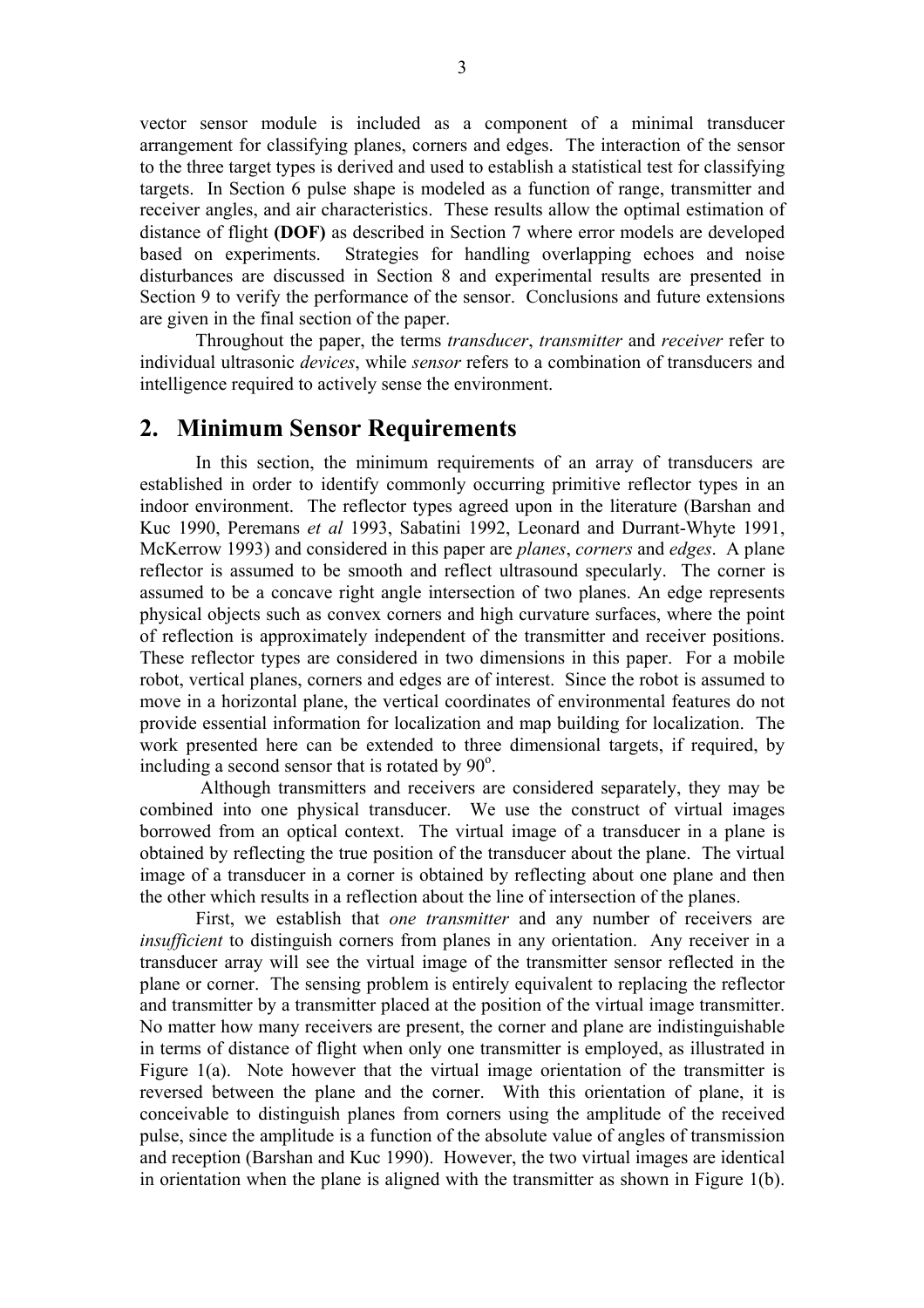vector sensor module is included as a component of a minimal transducer arrangement for classifying planes, corners and edges. The interaction of the sensor to the three target types is derived and used to establish a statistical test for classifying targets. In Section 6 pulse shape is modeled as a function of range, transmitter and receiver angles, and air characteristics. These results allow the optimal estimation of distance of flight **(DOF)** as described in Section 7 where error models are developed based on experiments. Strategies for handling overlapping echoes and noise disturbances are discussed in Section 8 and experimental results are presented in Section 9 to verify the performance of the sensor. Conclusions and future extensions are given in the final section of the paper.

Throughout the paper, the terms *transducer*, *transmitter* and *receiver* refer to individual ultrasonic *devices*, while *sensor* refers to a combination of transducers and intelligence required to actively sense the environment.

## 2. Minimum Sensor Requirements

In this section, the minimum requirements of an array of transducers are established in order to identify commonly occurring primitive reflector types in an indoor environment. The reflector types agreed upon in the literature (Barshan and Kuc 1990, Peremans *et al* 1993, Sabatini 1992, Leonard and Durrant-Whyte 1991, McKerrow 1993) and considered in this paper are *planes*, *corners* and *edges*. A plane reflector is assumed to be smooth and reflect ultrasound specularly. The corner is assumed to be a concave right angle intersection of two planes. An edge represents physical objects such as convex corners and high curvature surfaces, where the point of reflection is approximately independent of the transmitter and receiver positions. These reflector types are considered in two dimensions in this paper. For a mobile robot, vertical planes, corners and edges are of interest. Since the robot is assumed to move in a horizontal plane, the vertical coordinates of environmental features do not provide essential information for localization and map building for localization. The work presented here can be extended to three dimensional targets, if required, by including a second sensor that is rotated by $90^{o}$.

Although transmitters and receivers are considered separately, they may be combined into one physical transducer. We use the construct of virtual images borrowed from an optical context. The virtual image of a transducer in a plane is obtained by reflecting the true position of the transducer about the plane. The virtual image of a transducer in a corner is obtained by reflecting about one plane and then the other which results in a reflection about the line of intersection of the planes.

First, we establish that *one transmitter* and any number of receivers are *insufficient* to distinguish corners from planes in any orientation. Any receiver in a transducer array will see the virtual image of the transmitter sensor reflected in the plane or corner. The sensing problem is entirely equivalent to replacing the reflector and transmitter by a transmitter placed at the position of the virtual image transmitter. No matter how many receivers are present, the corner and plane are indistinguishable in terms of distance of flight when only one transmitter is employed, as illustrated in Figure 1(a). Note however that the virtual image orientation of the transmitter is reversed between the plane and the corner. With this orientation of plane, it is conceivable to distinguish planes from corners using the amplitude of the received pulse, since the amplitude is a function of the absolute value of angles of transmission and reception (Barshan and Kuc 1990). However, the two virtual images are identical in orientation when the plane is aligned with the transmitter as shown in Figure 1(b).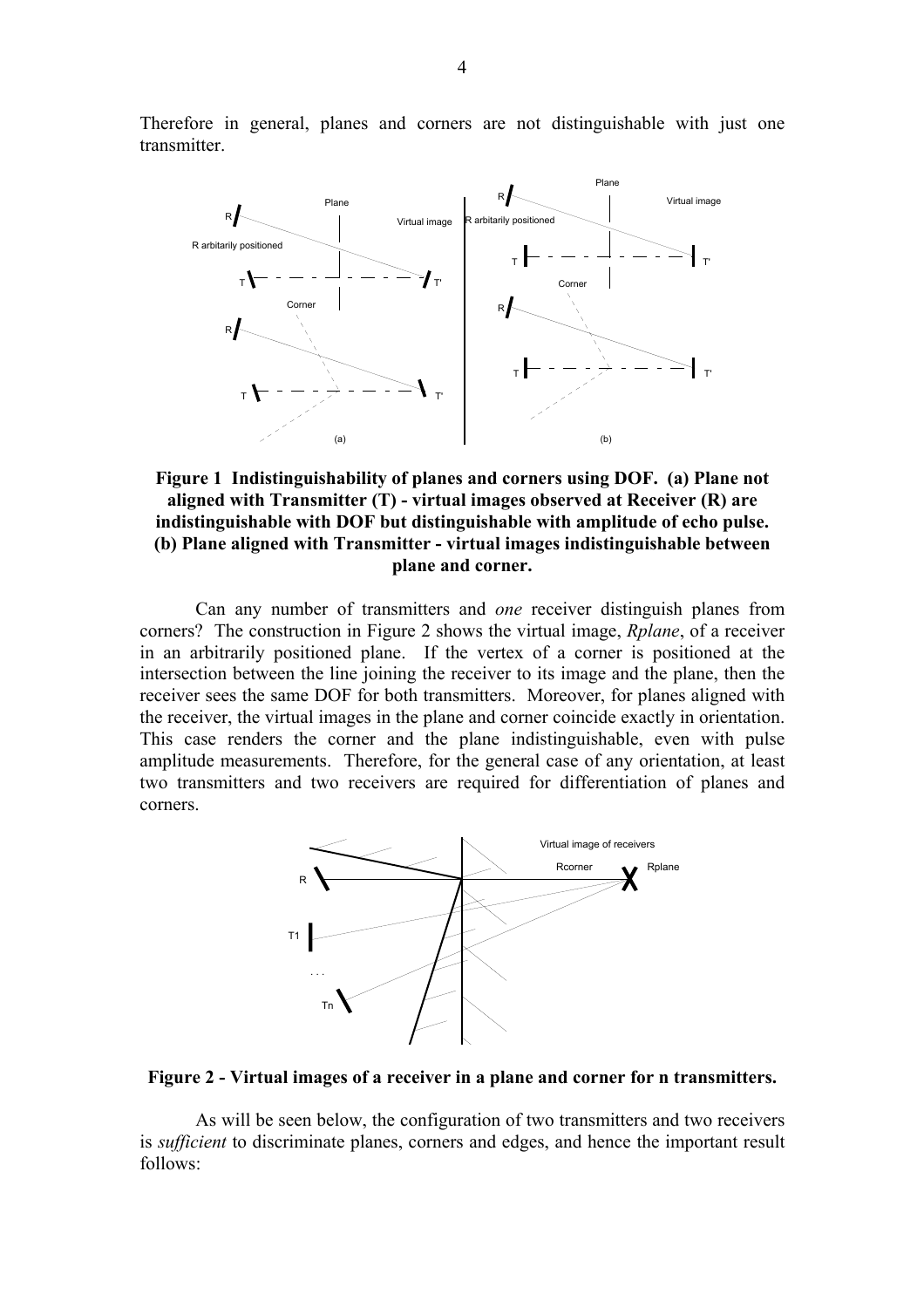Therefore in general, planes and corners are not distinguishable with just one transmitter.

**Figure 1 Indistinguishability of planes and corners using DOF. (a) Plane not aligned with Transmitter (T) - virtual images observed at Receiver (R) are indistinguishable with DOF but distinguishable with amplitude of echo pulse. (b) Plane aligned with Transmitter - virtual images indistinguishable between plane and corner.**

Can any number of transmitters and *one* receiver distinguish planes from corners? The construction in Figure 2 shows the virtual image, *Rplane*, of a receiver in an arbitrarily positioned plane. If the vertex of a corner is positioned at the intersection between the line joining the receiver to its image and the plane, then the receiver sees the same DOF for both transmitters. Moreover, for planes aligned with the receiver, the virtual images in the plane and corner coincide exactly in orientation. This case renders the corner and the plane indistinguishable, even with pulse amplitude measurements. Therefore, for the general case of any orientation, at least two transmitters and two receivers are required for differentiation of planes and corners.

**Figure 2 - Virtual images of a receiver in a plane and corner for n transmitters.**

As will be seen below, the configuration of two transmitters and two receivers is *sufficient* to discriminate planes, corners and edges, and hence the important result follows: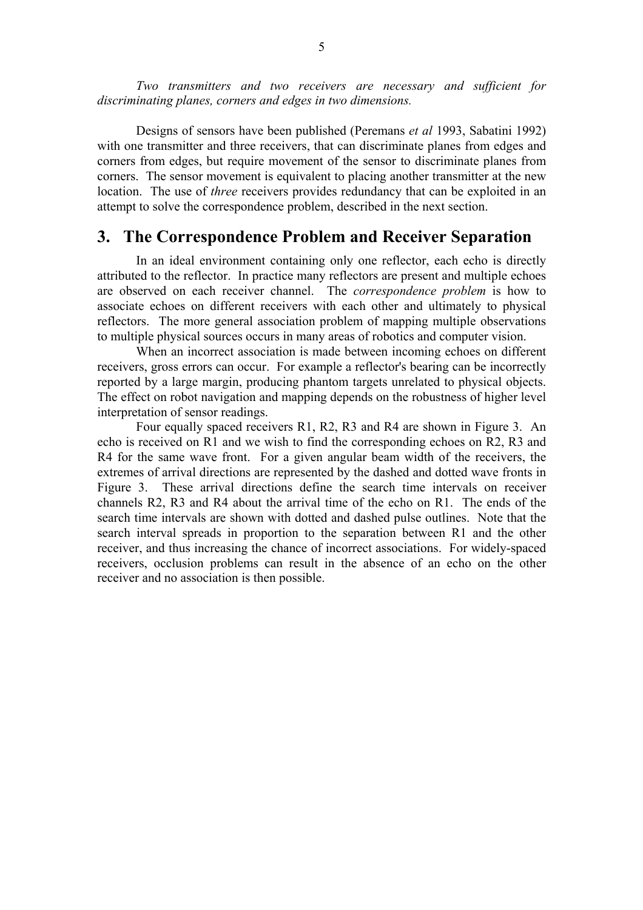*Two transmitters and two receivers are necessary and sufficient for discriminating planes, corners and edges in two dimensions.*

Designs of sensors have been published (Peremans *et al* 1993, Sabatini 1992) with one transmitter and three receivers, that can discriminate planes from edges and corners from edges, but require movement of the sensor to discriminate planes from corners. The sensor movement is equivalent to placing another transmitter at the new location. The use of *three* receivers provides redundancy that can be exploited in an attempt to solve the correspondence problem, described in the next section.

## 3. The Correspondence Problem and Receiver Separation

In an ideal environment containing only one reflector, each echo is directly attributed to the reflector. In practice many reflectors are present and multiple echoes are observed on each receiver channel. The *correspondence problem* is how to associate echoes on different receivers with each other and ultimately to physical reflectors. The more general association problem of mapping multiple observations to multiple physical sources occurs in many areas of robotics and computer vision.

When an incorrect association is made between incoming echoes on different receivers, gross errors can occur. For example a reflector's bearing can be incorrectly reported by a large margin, producing phantom targets unrelated to physical objects. The effect on robot navigation and mapping depends on the robustness of higher level interpretation of sensor readings.

Four equally spaced receivers R1, R2, R3 and R4 are shown in Figure 3. An echo is received on R1 and we wish to find the corresponding echoes on R2, R3 and R4 for the same wave front. For a given angular beam width of the receivers, the extremes of arrival directions are represented by the dashed and dotted wave fronts in Figure 3. These arrival directions define the search time intervals on receiver channels R2, R3 and R4 about the arrival time of the echo on R1. The ends of the search time intervals are shown with dotted and dashed pulse outlines. Note that the search interval spreads in proportion to the separation between R1 and the other receiver, and thus increasing the chance of incorrect associations. For widely-spaced receivers, occlusion problems can result in the absence of an echo on the other receiver and no association is then possible.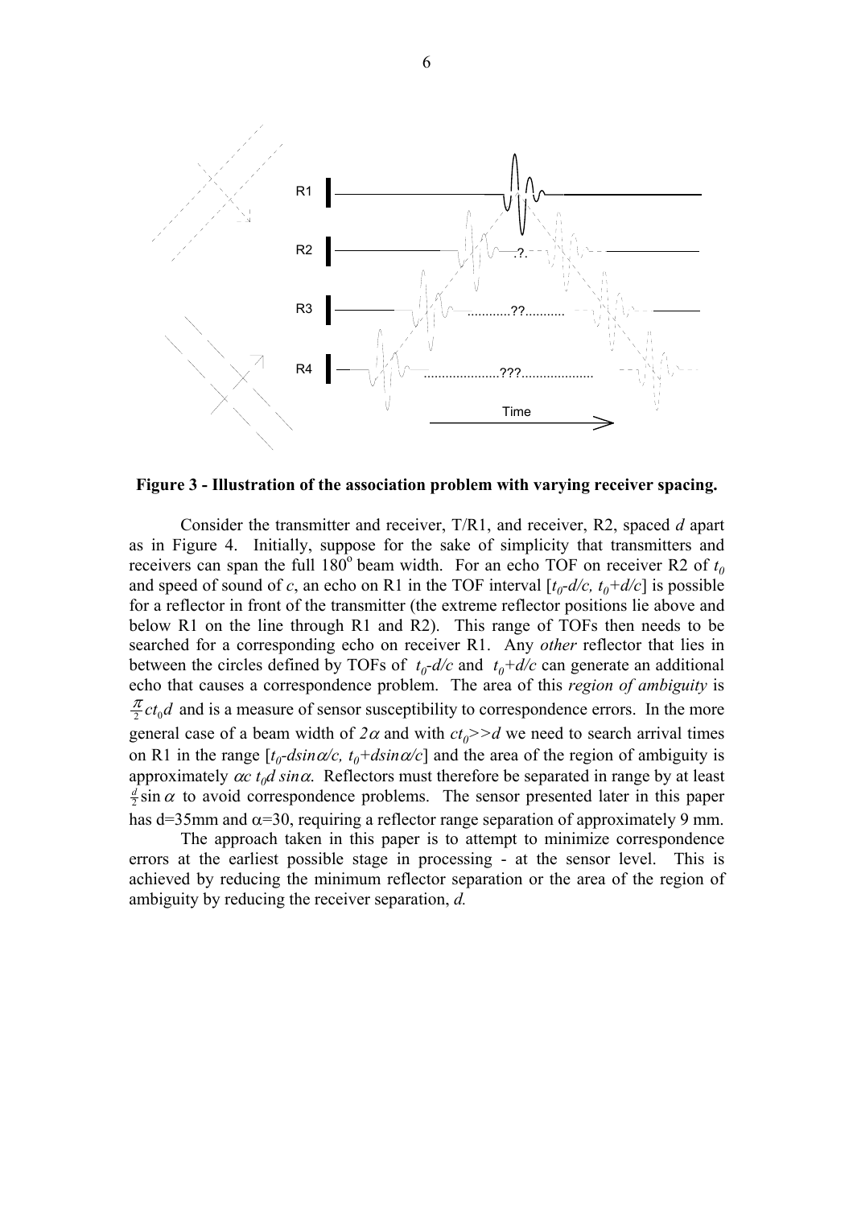**Figure 3 - Illustration of the association problem with varying receiver spacing.**

Consider the transmitter and receiver, T/R1, and receiver, R2, spaced $d$ apart as in Figure 4. Initially, suppose for the sake of simplicity that transmitters and receivers can span the full $180^{\circ}$ beam width. For an echo TOF on receiver R2 of $t_0$ and speed of sound of $c$, an echo on R1 in the TOF interval $[t_0-d/c, t_0+d/c]$ is possible for a reflector in front of the transmitter (the extreme reflector positions lie above and below R1 on the line through R1 and R2). This range of TOFs then needs to be searched for a corresponding echo on receiver R1. Any *other* reflector that lies in between the circles defined by TOFs of $t_0-d/c$ and $t_0+d/c$ can generate an additional echo that causes a correspondence problem. The area of this *region of ambiguity* is $\frac{\pi}{2}ct_0d$ and is a measure of sensor susceptibility to correspondence errors. In the more general case of a beam width of $2\alpha$ and with $ct_0>>d$ we need to search arrival times on R1 in the range $[t_0-d\sin\alpha/c, t_0+d\sin\alpha/c]$ and the area of the region of ambiguity is approximately $\alpha c\, t_0 d \sin\alpha$. Reflectors must therefore be separated in range by at least $\frac{d}{2}\sin\alpha$ to avoid correspondence problems. The sensor presented later in this paper has d=35mm and $\alpha$=30, requiring a reflector range separation of approximately 9 mm.

The approach taken in this paper is to attempt to minimize correspondence errors at the earliest possible stage in processing - at the sensor level. This is achieved by reducing the minimum reflector separation or the area of the region of ambiguity by reducing the receiver separation, $d$.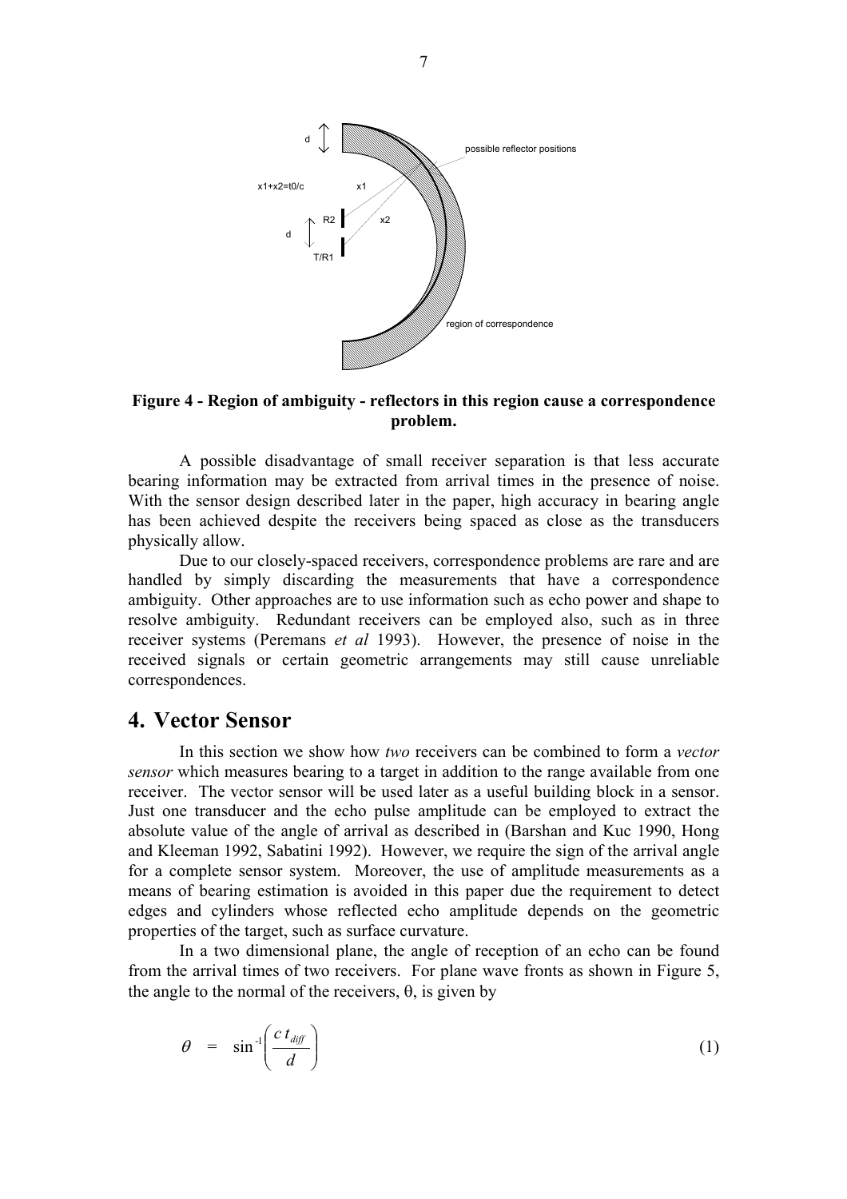**Figure 4 - Region of ambiguity - reflectors in this region cause a correspondence problem.**

A possible disadvantage of small receiver separation is that less accurate bearing information may be extracted from arrival times in the presence of noise. With the sensor design described later in the paper, high accuracy in bearing angle has been achieved despite the receivers being spaced as close as the transducers physically allow.

Due to our closely-spaced receivers, correspondence problems are rare and are handled by simply discarding the measurements that have a correspondence ambiguity. Other approaches are to use information such as echo power and shape to resolve ambiguity. Redundant receivers can be employed also, such as in three receiver systems (Peremans *et al* 1993). However, the presence of noise in the received signals or certain geometric arrangements may still cause unreliable correspondences.

# 4. Vector Sensor

In this section we show how *two* receivers can be combined to form a *vector sensor* which measures bearing to a target in addition to the range available from one receiver. The vector sensor will be used later as a useful building block in a sensor. Just one transducer and the echo pulse amplitude can be employed to extract the absolute value of the angle of arrival as described in (Barshan and Kuc 1990, Hong and Kleeman 1992, Sabatini 1992). However, we require the sign of the arrival angle for a complete sensor system. Moreover, the use of amplitude measurements as a means of bearing estimation is avoided in this paper due the requirement to detect edges and cylinders whose reflected echo amplitude depends on the geometric properties of the target, such as surface curvature.

In a two dimensional plane, the angle of reception of an echo can be found from the arrival times of two receivers. For plane wave fronts as shown in Figure 5, the angle to the normal of the receivers, θ, is given by

$$\theta \quad = \quad \sin^{-1}\left(\frac{c\, t_{diff}}{d}\right) \tag{1}$$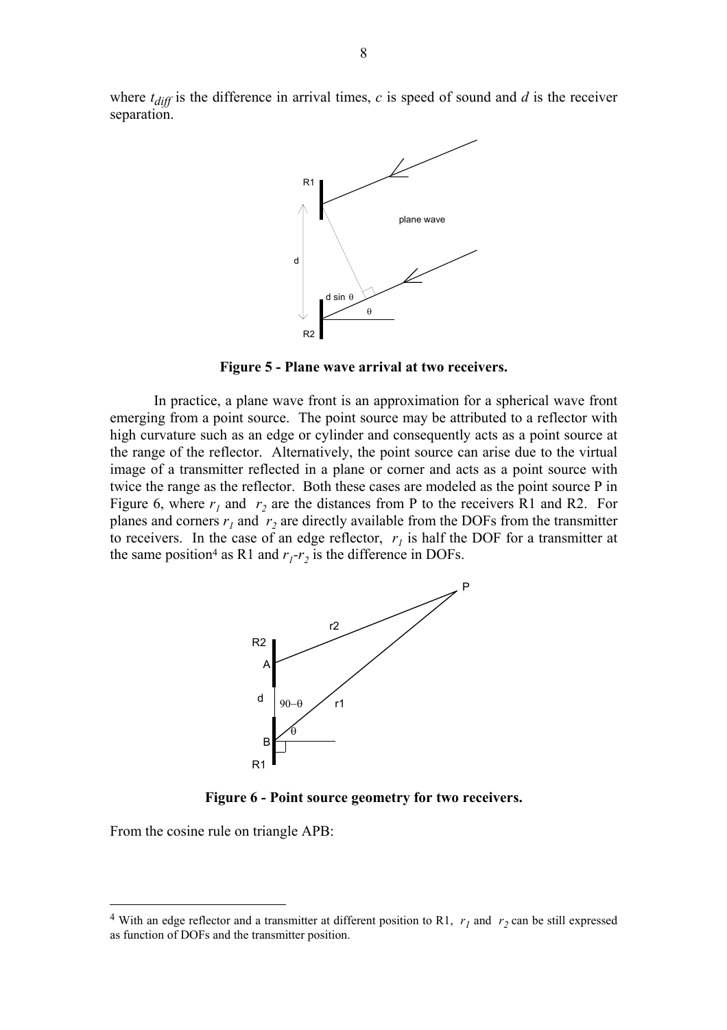where $t_{diff}$ is the difference in arrival times, $c$ is speed of sound and $d$ is the receiver separation.

**Figure 5 - Plane wave arrival at two receivers.**

In practice, a plane wave front is an approximation for a spherical wave front emerging from a point source. The point source may be attributed to a reflector with high curvature such as an edge or cylinder and consequently acts as a point source at the range of the reflector. Alternatively, the point source can arise due to the virtual image of a transmitter reflected in a plane or corner and acts as a point source with twice the range as the reflector. Both these cases are modeled as the point source P in Figure 6, where $r_1$ and $r_2$ are the distances from P to the receivers R1 and R2. For planes and corners $r_1$ and $r_2$ are directly available from the DOFs from the transmitter to receivers. In the case of an edge reflector, $r_1$ is half the DOF for a transmitter at the same position[4] as R1 and $r_1$-$r_2$ is the difference in DOFs.

**Figure 6 - Point source geometry for two receivers.**

From the cosine rule on triangle APB:

[4] With an edge reflector and a transmitter at different position to R1, $r_1$ and $r_2$ can be still expressed as function of DOFs and the transmitter position.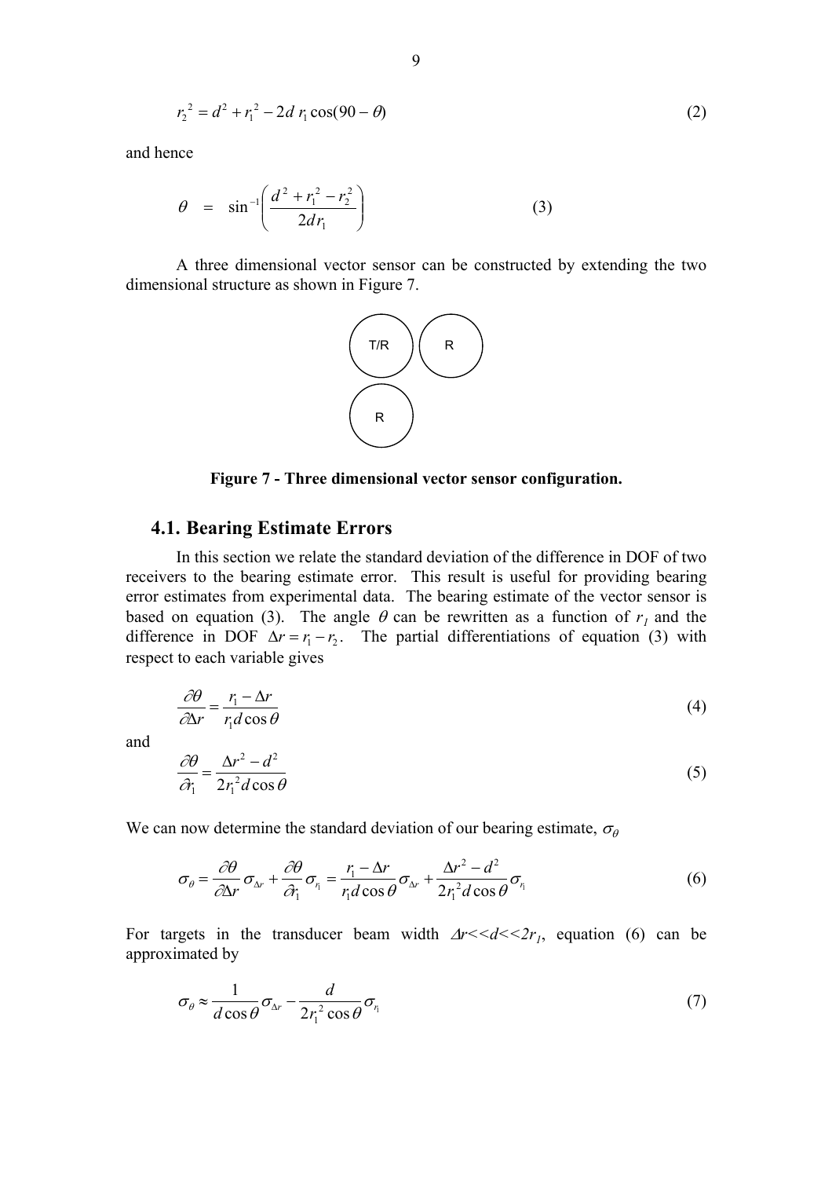$$r_2^{\,2} = d^2 + r_1^{\,2} - 2d\, r_1 \cos(90 - \theta) \tag{2}$$

and hence

$$\theta \;=\; \sin^{-1}\left( \frac{d^2 + r_1^2 - r_2^2}{2 d r_1} \right) \tag{3}$$

A three dimensional vector sensor can be constructed by extending the two dimensional structure as shown in Figure 7.

T/R R

R

**Figure 7 - Three dimensional vector sensor configuration.**

## 4.1. Bearing Estimate Errors

In this section we relate the standard deviation of the difference in DOF of two receivers to the bearing estimate error. This result is useful for providing bearing error estimates from experimental data. The bearing estimate of the vector sensor is based on equation (3). The angle $\theta$ can be rewritten as a function of $r_1$ and the difference in DOF $\Delta r = r_1 - r_2$. The partial differentiations of equation (3) with respect to each variable gives

$$\frac{\partial \theta}{\partial \Delta r} = \frac{r_1 - \Delta r}{r_1 d \cos\theta} \tag{4}$$

and

$$\frac{\partial \theta}{\partial r_1} = \frac{\Delta r^2 - d^2}{2 r_1^{\,2} d \cos\theta} \tag{5}$$

We can now determine the standard deviation of our bearing estimate, $\sigma_\theta$

$$\sigma_\theta = \frac{\partial \theta}{\partial \Delta r}\sigma_{\Delta r} + \frac{\partial \theta}{\partial r_1}\sigma_{r_1} = \frac{r_1 - \Delta r}{r_1 d \cos\theta}\sigma_{\Delta r} + \frac{\Delta r^2 - d^2}{2 r_1^{\,2} d \cos\theta}\sigma_{r_1} \tag{6}$$

For targets in the transducer beam width $\Delta r << d << 2r_1$, equation (6) can be approximated by

$$\sigma_\theta \approx \frac{1}{d\cos\theta}\sigma_{\Delta r} - \frac{d}{2 r_1^{\,2}\cos\theta}\sigma_{r_1} \tag{7}$$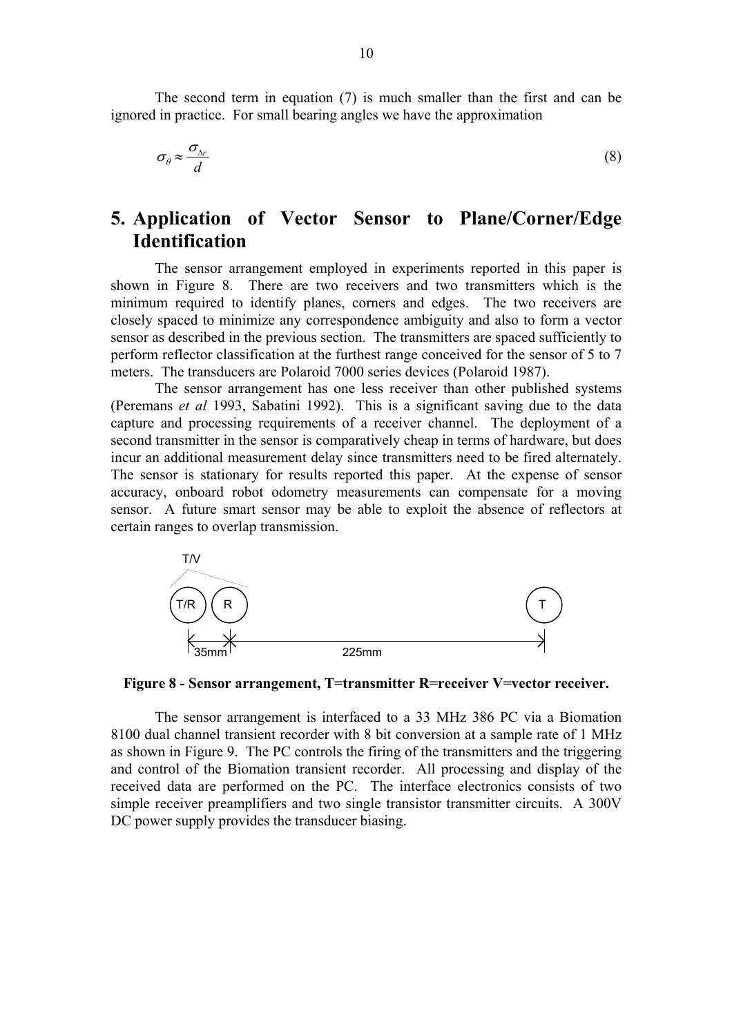The second term in equation (7) is much smaller than the first and can be ignored in practice. For small bearing angles we have the approximation

$$\sigma_\theta \approx \frac{\sigma_{\Delta r}}{d} \tag{8}$$

# 5. Application of Vector Sensor to Plane/Corner/Edge Identification

The sensor arrangement employed in experiments reported in this paper is shown in Figure 8. There are two receivers and two transmitters which is the minimum required to identify planes, corners and edges. The two receivers are closely spaced to minimize any correspondence ambiguity and also to form a vector sensor as described in the previous section. The transmitters are spaced sufficiently to perform reflector classification at the furthest range conceived for the sensor of 5 to 7 meters. The transducers are Polaroid 7000 series devices (Polaroid 1987).

The sensor arrangement has one less receiver than other published systems (Peremans *et al* 1993, Sabatini 1992). This is a significant saving due to the data capture and processing requirements of a receiver channel. The deployment of a second transmitter in the sensor is comparatively cheap in terms of hardware, but does incur an additional measurement delay since transmitters need to be fired alternately. The sensor is stationary for results reported this paper. At the expense of sensor accuracy, onboard robot odometry measurements can compensate for a moving sensor. A future smart sensor may be able to exploit the absence of reflectors at certain ranges to overlap transmission.

T/V

T/R R T

35mm 225mm

**Figure 8 - Sensor arrangement, T=transmitter R=receiver V=vector receiver.**

The sensor arrangement is interfaced to a 33 MHz 386 PC via a Biomation 8100 dual channel transient recorder with 8 bit conversion at a sample rate of 1 MHz as shown in Figure 9. The PC controls the firing of the transmitters and the triggering and control of the Biomation transient recorder. All processing and display of the received data are performed on the PC. The interface electronics consists of two simple receiver preamplifiers and two single transistor transmitter circuits. A 300V DC power supply provides the transducer biasing.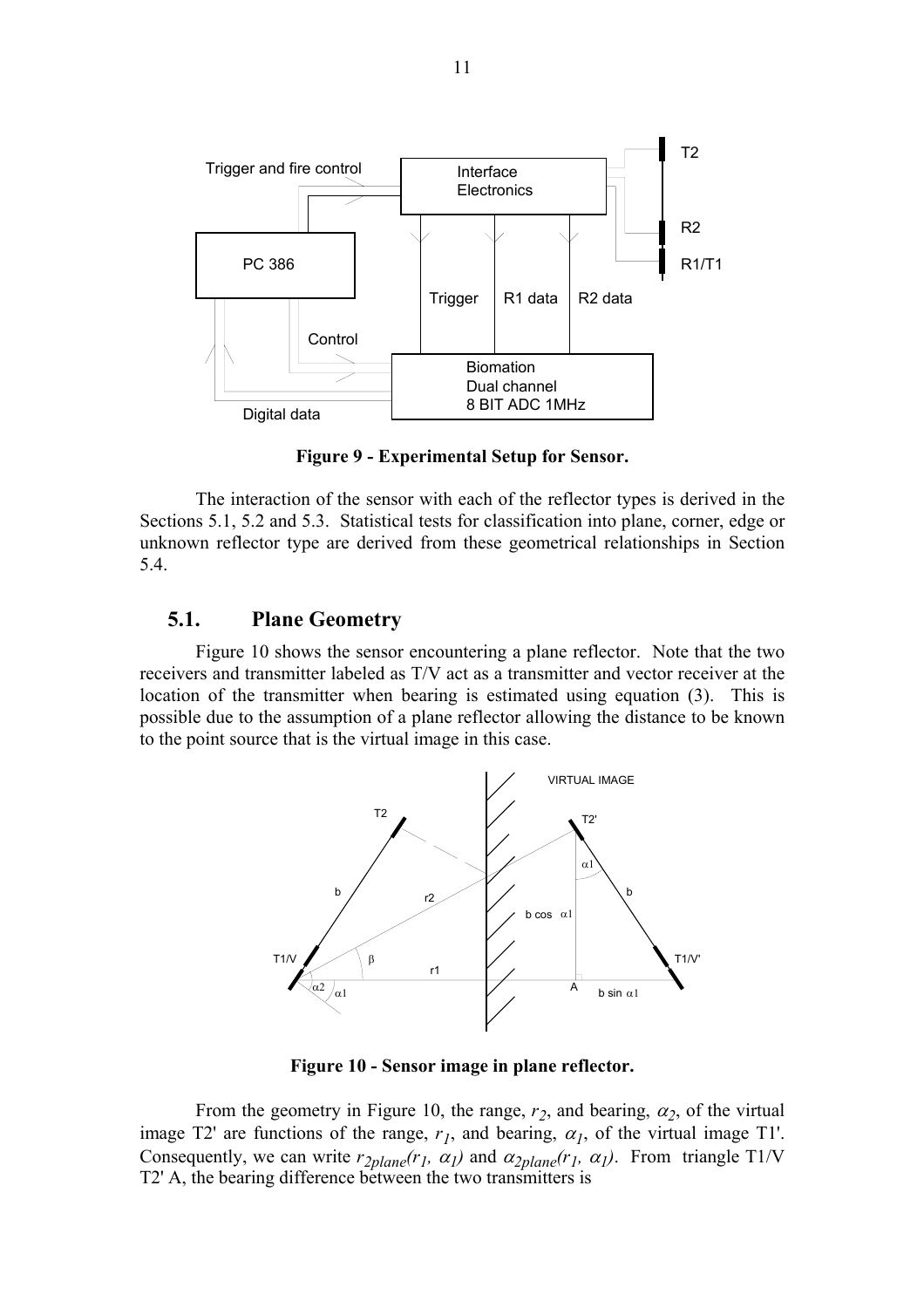**Figure 9 - Experimental Setup for Sensor.**

The interaction of the sensor with each of the reflector types is derived in the Sections 5.1, 5.2 and 5.3. Statistical tests for classification into plane, corner, edge or unknown reflector type are derived from these geometrical relationships in Section 5.4.

## 5.1. Plane Geometry

Figure 10 shows the sensor encountering a plane reflector. Note that the two receivers and transmitter labeled as T/V act as a transmitter and vector receiver at the location of the transmitter when bearing is estimated using equation (3). This is possible due to the assumption of a plane reflector allowing the distance to be known to the point source that is the virtual image in this case.

**Figure 10 - Sensor image in plane reflector.**

From the geometry in Figure 10, the range, $r_2$, and bearing, $\alpha_2$, of the virtual image T2' are functions of the range, $r_1$, and bearing, $\alpha_1$, of the virtual image T1'. Consequently, we can write $r_{2plane}(r_1, \alpha_1)$ and $\alpha_{2plane}(r_1, \alpha_1)$. From triangle T1/V T2' A, the bearing difference between the two transmitters is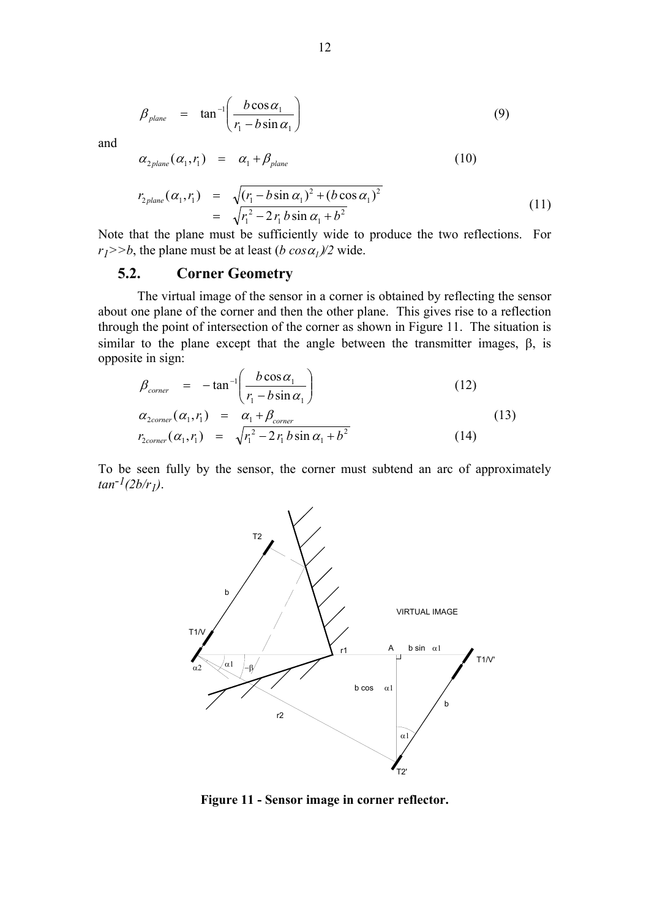$$\beta_{plane} \quad = \quad \tan^{-1}\left(\frac{b\cos\alpha_1}{r_1 - b\sin\alpha_1}\right) \tag{9}$$

and

$$\alpha_{2plane}(\alpha_1, r_1) \quad = \quad \alpha_1 + \beta_{plane} \tag{10}$$

$$\begin{aligned} r_{2plane}(\alpha_1, r_1) \quad &= \quad \sqrt{(r_1 - b\sin\alpha_1)^2 + (b\cos\alpha_1)^2} \\ &= \quad \sqrt{r_1^2 - 2\,r_1\,b\sin\alpha_1 + b^2} \end{aligned} \tag{11}$$

Note that the plane must be sufficiently wide to produce the two reflections. For $r_1 >> b$, the plane must be at least $(b\cos\alpha_1)/2$ wide.

## 5.2. Corner Geometry

The virtual image of the sensor in a corner is obtained by reflecting the sensor about one plane of the corner and then the other plane. This gives rise to a reflection through the point of intersection of the corner as shown in Figure 11. The situation is similar to the plane except that the angle between the transmitter images, β, is opposite in sign:

$$\beta_{corner} \quad = \quad -\tan^{-1}\left(\frac{b\cos\alpha_1}{r_1 - b\sin\alpha_1}\right) \tag{12}$$

$$\alpha_{2corner}(\alpha_1, r_1) \quad = \quad \alpha_1 + \beta_{corner} \tag{13}$$

$$r_{2corner}(\alpha_1, r_1) \quad = \quad \sqrt{r_1^2 - 2\,r_1\,b\sin\alpha_1 + b^2} \tag{14}$$

To be seen fully by the sensor, the corner must subtend an arc of approximately $\tan^{-1}(2b/r_1)$.

**Figure 11 - Sensor image in corner reflector.**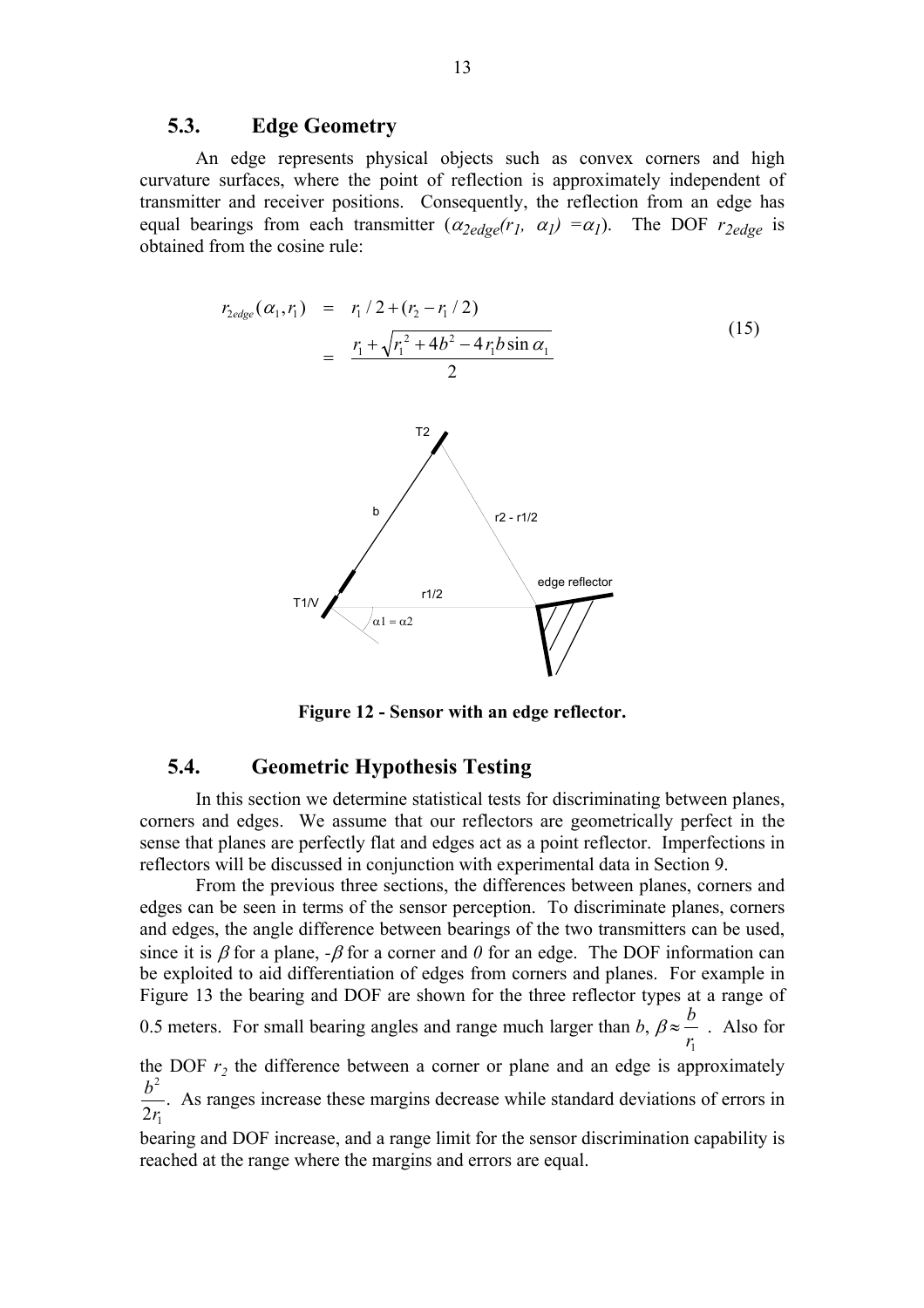## 5.3. Edge Geometry

An edge represents physical objects such as convex corners and high curvature surfaces, where the point of reflection is approximately independent of transmitter and receiver positions. Consequently, the reflection from an edge has equal bearings from each transmitter ($\alpha_{2edge}(r_1, \alpha_1) = \alpha_1$). The DOF $r_{2edge}$ is obtained from the cosine rule:

$$
\begin{aligned}
r_{2edge}(\alpha_1, r_1) &= r_1/2 + (r_2 - r_1/2) \\
&= \frac{r_1 + \sqrt{r_1^2 + 4b^2 - 4r_1 b \sin\alpha_1}}{2}
\end{aligned}
\tag{15}
$$

**Figure 12 - Sensor with an edge reflector.**

## 5.4. Geometric Hypothesis Testing

In this section we determine statistical tests for discriminating between planes, corners and edges. We assume that our reflectors are geometrically perfect in the sense that planes are perfectly flat and edges act as a point reflector. Imperfections in reflectors will be discussed in conjunction with experimental data in Section 9.

From the previous three sections, the differences between planes, corners and edges can be seen in terms of the sensor perception. To discriminate planes, corners and edges, the angle difference between bearings of the two transmitters can be used, since it is $\beta$ for a plane, $-\beta$ for a corner and $0$ for an edge. The DOF information can be exploited to aid differentiation of edges from corners and planes. For example in Figure 13 the bearing and DOF are shown for the three reflector types at a range of 0.5 meters. For small bearing angles and range much larger than $b$, $\beta \approx \frac{b}{r_1}$. Also for the DOF $r_2$ the difference between a corner or plane and an edge is approximately $\frac{b^2}{2r_1}$. As ranges increase these margins decrease while standard deviations of errors in bearing and DOF increase, and a range limit for the sensor discrimination capability is reached at the range where the margins and errors are equal.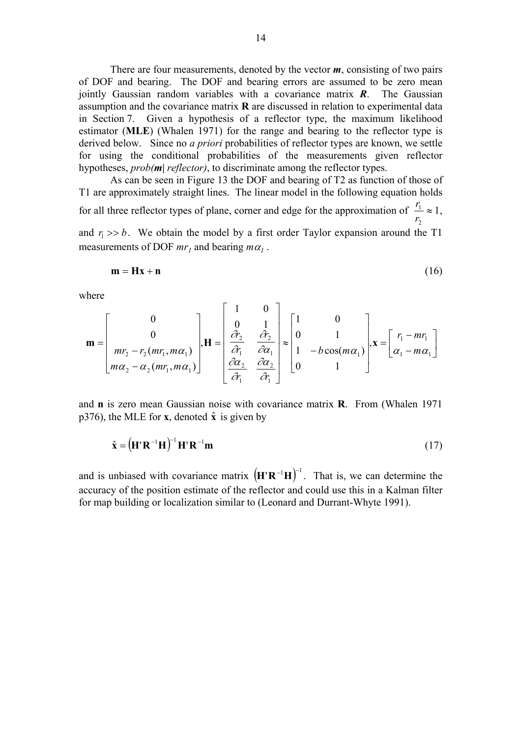There are four measurements, denoted by the vector $\boldsymbol{m}$, consisting of two pairs of DOF and bearing. The DOF and bearing errors are assumed to be zero mean jointly Gaussian random variables with a covariance matrix $\boldsymbol{R}$. The Gaussian assumption and the covariance matrix $\mathbf{R}$ are discussed in relation to experimental data in Section 7. Given a hypothesis of a reflector type, the maximum likelihood estimator (**MLE**) (Whalen 1971) for the range and bearing to the reflector type is derived below. Since no *a priori* probabilities of reflector types are known, we settle for using the conditional probabilities of the measurements given reflector hypotheses, *prob(**m**| reflector)*, to discriminate among the reflector types.

As can be seen in Figure 13 the DOF and bearing of T2 as function of those of T1 are approximately straight lines. The linear model in the following equation holds for all three reflector types of plane, corner and edge for the approximation of $\frac{r_1}{r_2} \approx 1$, and $r_1 >> b$. We obtain the model by a first order Taylor expansion around the T1 measurements of DOF $mr_1$ and bearing $m\alpha_1$.

$$\mathbf{m} = \mathbf{Hx} + \mathbf{n} \tag{16}$$

where

$$\mathbf{m} = \begin{bmatrix} 0 \\ 0 \\ mr_2 - r_2(mr_1, m\alpha_1) \\ m\alpha_2 - \alpha_2(mr_1, m\alpha_1) \end{bmatrix}, \mathbf{H} = \begin{bmatrix} 1 & 0 \\ 0 & 1 \\ \frac{\partial r_2}{\partial r_1} & \frac{\partial r_2}{\partial \alpha_1} \\ \frac{\partial \alpha_2}{\partial r_1} & \frac{\partial \alpha_2}{\partial r_1} \end{bmatrix} \approx \begin{bmatrix} 1 & 0 \\ 0 & 1 \\ 1 & -b\cos(m\alpha_1) \\ 0 & 1 \end{bmatrix}, \mathbf{x} = \begin{bmatrix} r_1 - mr_1 \\ \alpha_1 - m\alpha_1 \end{bmatrix}$$

and $\mathbf{n}$ is zero mean Gaussian noise with covariance matrix $\mathbf{R}$. From (Whalen 1971 p376), the MLE for $\mathbf{x}$, denoted $\hat{\mathbf{x}}$ is given by

$$\hat{\mathbf{x}} = \left(\mathbf{H}'\mathbf{R}^{-1}\mathbf{H}\right)^{-1}\mathbf{H}'\mathbf{R}^{-1}\mathbf{m} \tag{17}$$

and is unbiased with covariance matrix $\left(\mathbf{H}'\mathbf{R}^{-1}\mathbf{H}\right)^{-1}$. That is, we can determine the accuracy of the position estimate of the reflector and could use this in a Kalman filter for map building or localization similar to (Leonard and Durrant-Whyte 1991).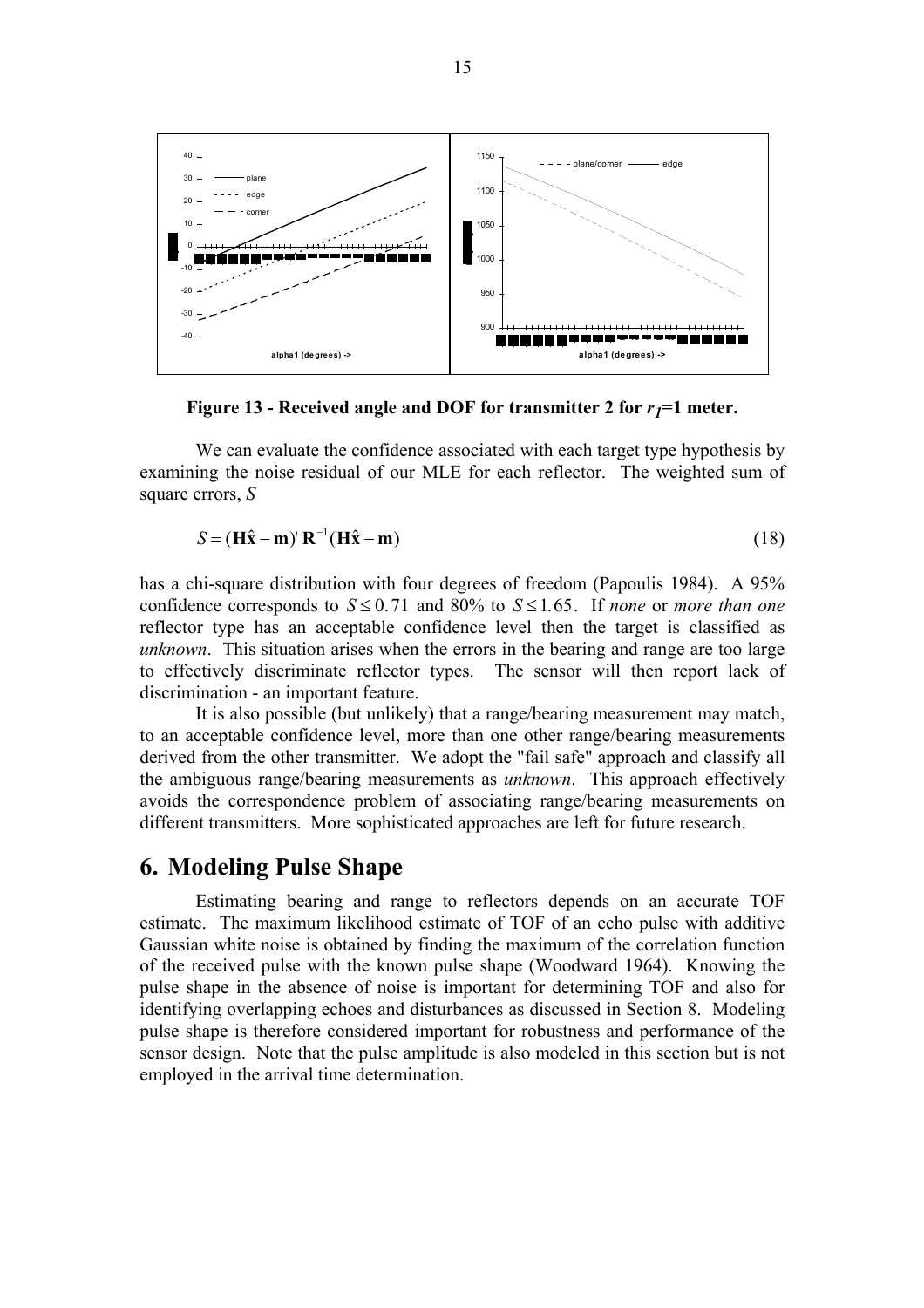Figure 13 - Received angle and DOF for transmitter 2 for $r_1$=1 meter.

We can evaluate the confidence associated with each target type hypothesis by examining the noise residual of our MLE for each reflector. The weighted sum of square errors, $S$

$$S = (\mathbf{H}\hat{\mathbf{x}} - \mathbf{m})' \, \mathbf{R}^{-1} (\mathbf{H}\hat{\mathbf{x}} - \mathbf{m}) \tag{18}$$

has a chi-square distribution with four degrees of freedom (Papoulis 1984). A 95% confidence corresponds to $S \le 0.71$ and 80% to $S \le 1.65$. If *none* or *more than one* reflector type has an acceptable confidence level then the target is classified as *unknown*. This situation arises when the errors in the bearing and range are too large to effectively discriminate reflector types. The sensor will then report lack of discrimination - an important feature.

It is also possible (but unlikely) that a range/bearing measurement may match, to an acceptable confidence level, more than one other range/bearing measurements derived from the other transmitter. We adopt the "fail safe" approach and classify all the ambiguous range/bearing measurements as *unknown*. This approach effectively avoids the correspondence problem of associating range/bearing measurements on different transmitters. More sophisticated approaches are left for future research.

# 6. Modeling Pulse Shape

Estimating bearing and range to reflectors depends on an accurate TOF estimate. The maximum likelihood estimate of TOF of an echo pulse with additive Gaussian white noise is obtained by finding the maximum of the correlation function of the received pulse with the known pulse shape (Woodward 1964). Knowing the pulse shape in the absence of noise is important for determining TOF and also for identifying overlapping echoes and disturbances as discussed in Section 8. Modeling pulse shape is therefore considered important for robustness and performance of the sensor design. Note that the pulse amplitude is also modeled in this section but is not employed in the arrival time determination.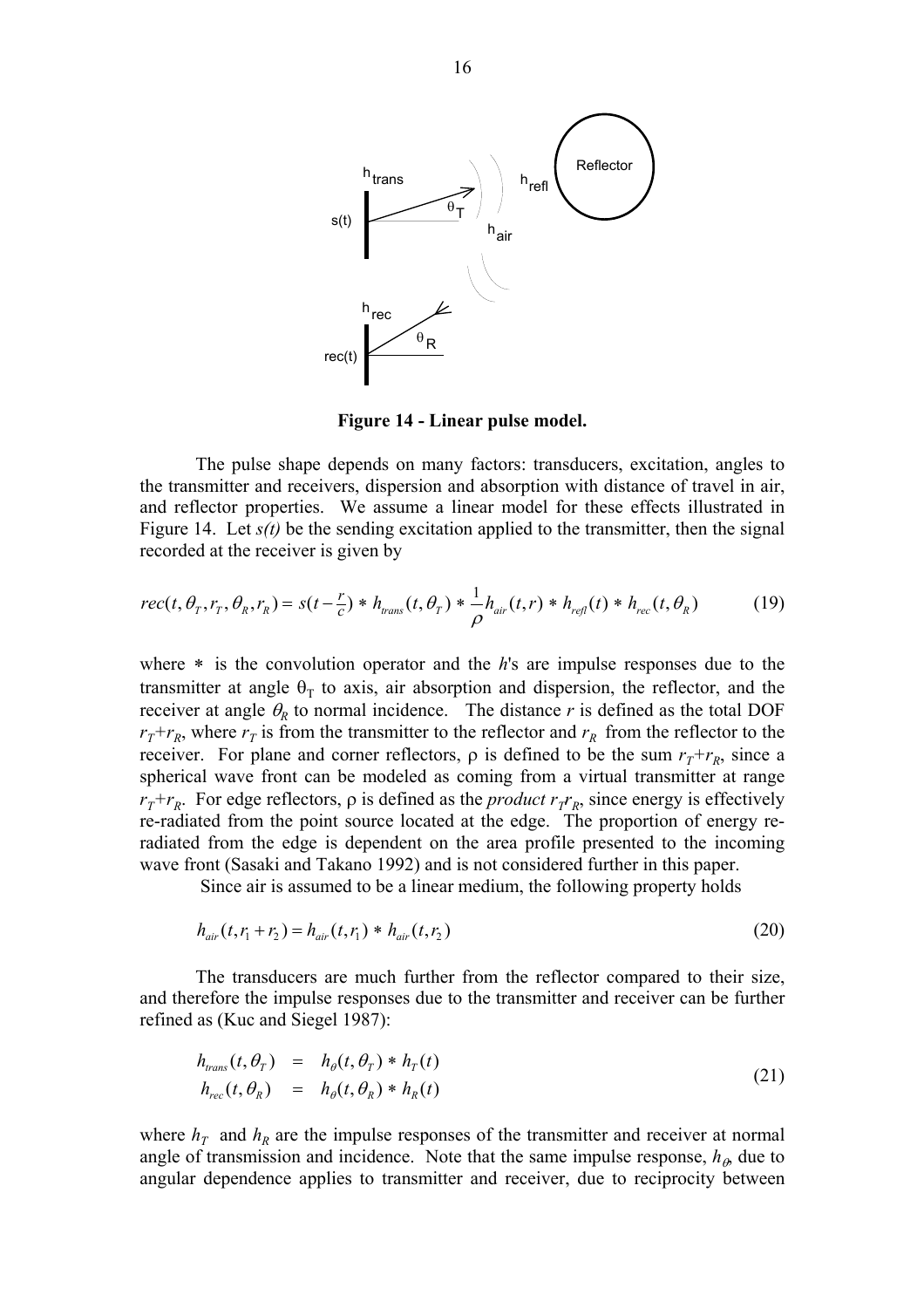**Figure 14 - Linear pulse model.**

The pulse shape depends on many factors: transducers, excitation, angles to the transmitter and receivers, dispersion and absorption with distance of travel in air, and reflector properties. We assume a linear model for these effects illustrated in Figure 14. Let *s(t)* be the sending excitation applied to the transmitter, then the signal recorded at the receiver is given by

$$rec(t, \theta_T, r_T, \theta_R, r_R) = s(t - \tfrac{r}{c}) * h_{trans}(t, \theta_T) * \frac{1}{\rho} h_{air}(t, r) * h_{refl}(t) * h_{rec}(t, \theta_R) \tag{19}$$

where $*$ is the convolution operator and the *h*'s are impulse responses due to the transmitter at angle $\theta_T$ to axis, air absorption and dispersion, the reflector, and the receiver at angle $\theta_R$ to normal incidence. The distance $r$ is defined as the total DOF $r_T+r_R$, where $r_T$ is from the transmitter to the reflector and $r_R$ from the reflector to the receiver. For plane and corner reflectors, $\rho$ is defined to be the sum $r_T+r_R$, since a spherical wave front can be modeled as coming from a virtual transmitter at range $r_T+r_R$. For edge reflectors, $\rho$ is defined as the *product* $r_T r_R$, since energy is effectively re-radiated from the point source located at the edge. The proportion of energy re-radiated from the edge is dependent on the area profile presented to the incoming wave front (Sasaki and Takano 1992) and is not considered further in this paper.

Since air is assumed to be a linear medium, the following property holds

$$h_{air}(t, r_1 + r_2) = h_{air}(t, r_1) * h_{air}(t, r_2) \tag{20}$$

The transducers are much further from the reflector compared to their size, and therefore the impulse responses due to the transmitter and receiver can be further refined as (Kuc and Siegel 1987):

$$\begin{aligned} h_{trans}(t, \theta_T) &= h_\theta(t, \theta_T) * h_T(t) \\ h_{rec}(t, \theta_R) &= h_\theta(t, \theta_R) * h_R(t) \end{aligned} \tag{21}$$

where $h_T$ and $h_R$ are the impulse responses of the transmitter and receiver at normal angle of transmission and incidence. Note that the same impulse response, $h_\theta$, due to angular dependence applies to transmitter and receiver, due to reciprocity between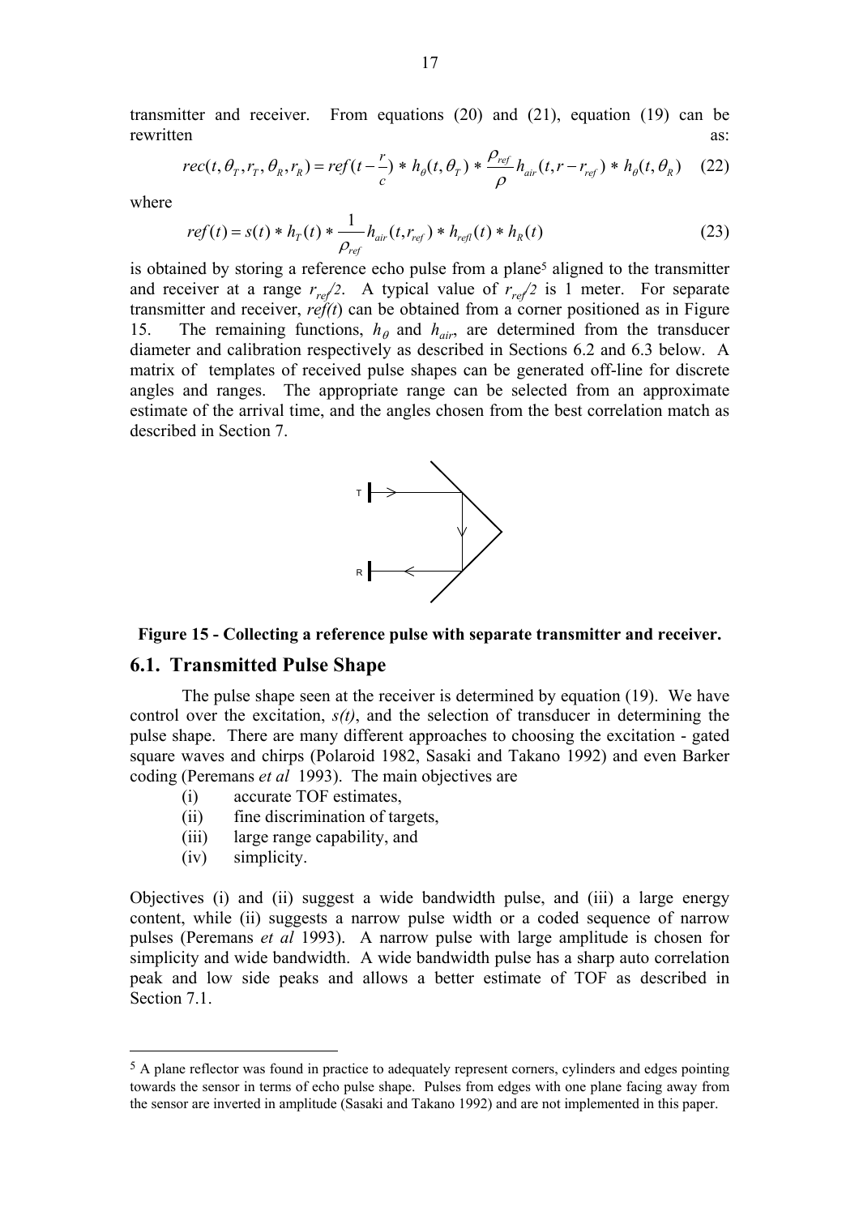transmitter and receiver. From equations (20) and (21), equation (19) can be rewritten as:

$$rec(t,\theta_T,r_T,\theta_R,r_R) = ref(t-\frac{r}{c}) * h_\theta(t,\theta_T) * \frac{\rho_{ref}}{\rho} h_{air}(t,r-r_{ref}) * h_\theta(t,\theta_R) \quad (22)$$

where

$$ref(t) = s(t) * h_T(t) * \frac{1}{\rho_{ref}} h_{air}(t,r_{ref}) * h_{refl}(t) * h_R(t) \quad (23)$$

is obtained by storing a reference echo pulse from a plane[5] aligned to the transmitter and receiver at a range $r_{ref}/2$. A typical value of $r_{ref}/2$ is 1 meter. For separate transmitter and receiver, *ref(t)* can be obtained from a corner positioned as in Figure 15. The remaining functions, $h_\theta$ and $h_{air}$, are determined from the transducer diameter and calibration respectively as described in Sections 6.2 and 6.3 below. A matrix of templates of received pulse shapes can be generated off-line for discrete angles and ranges. The appropriate range can be selected from an approximate estimate of the arrival time, and the angles chosen from the best correlation match as described in Section 7.

**Figure 15 - Collecting a reference pulse with separate transmitter and receiver.**

## 6.1. Transmitted Pulse Shape

The pulse shape seen at the receiver is determined by equation (19). We have control over the excitation, *s(t)*, and the selection of transducer in determining the pulse shape. There are many different approaches to choosing the excitation - gated square waves and chirps (Polaroid 1982, Sasaki and Takano 1992) and even Barker coding (Peremans *et al* 1993). The main objectives are

(i) accurate TOF estimates,
(ii) fine discrimination of targets,
(iii) large range capability, and
(iv) simplicity.

Objectives (i) and (ii) suggest a wide bandwidth pulse, and (iii) a large energy content, while (ii) suggests a narrow pulse width or a coded sequence of narrow pulses (Peremans *et al* 1993). A narrow pulse with large amplitude is chosen for simplicity and wide bandwidth. A wide bandwidth pulse has a sharp auto correlation peak and low side peaks and allows a better estimate of TOF as described in Section 7.1.

[5] A plane reflector was found in practice to adequately represent corners, cylinders and edges pointing towards the sensor in terms of echo pulse shape. Pulses from edges with one plane facing away from the sensor are inverted in amplitude (Sasaki and Takano 1992) and are not implemented in this paper.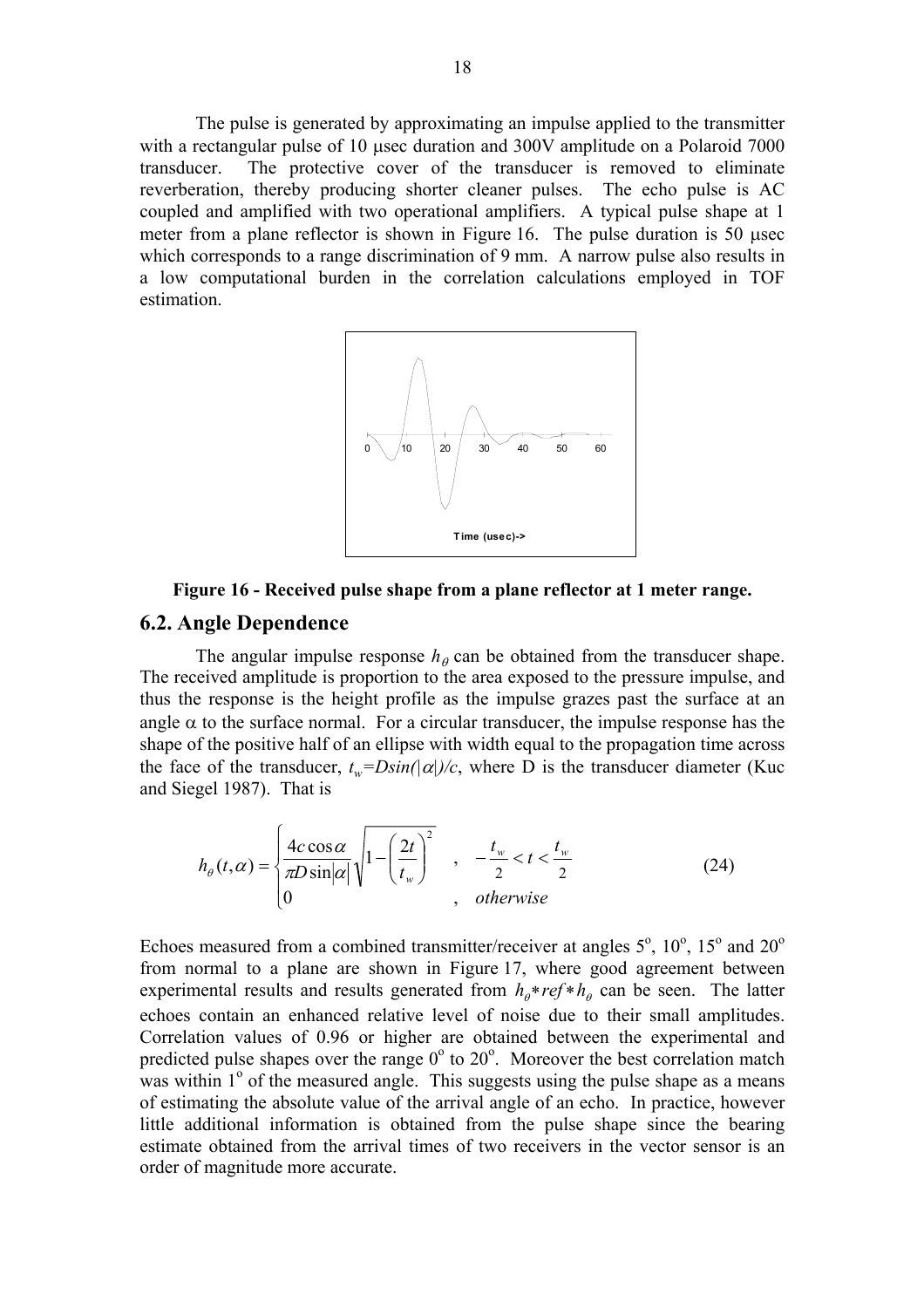The pulse is generated by approximating an impulse applied to the transmitter with a rectangular pulse of 10 μsec duration and 300V amplitude on a Polaroid 7000 transducer. The protective cover of the transducer is removed to eliminate reverberation, thereby producing shorter cleaner pulses. The echo pulse is AC coupled and amplified with two operational amplifiers. A typical pulse shape at 1 meter from a plane reflector is shown in Figure 16. The pulse duration is 50 μsec which corresponds to a range discrimination of 9 mm. A narrow pulse also results in a low computational burden in the correlation calculations employed in TOF estimation.

**Figure 16 - Received pulse shape from a plane reflector at 1 meter range.**

## 6.2. Angle Dependence

The angular impulse response $h_\theta$ can be obtained from the transducer shape. The received amplitude is proportion to the area exposed to the pressure impulse, and thus the response is the height profile as the impulse grazes past the surface at an angle $\alpha$ to the surface normal. For a circular transducer, the impulse response has the shape of the positive half of an ellipse with width equal to the propagation time across the face of the transducer, $t_w = D\sin(|\alpha|)/c$, where D is the transducer diameter (Kuc and Siegel 1987). That is

$$h_\theta(t,\alpha) = \begin{cases} \dfrac{4c\cos\alpha}{\pi D\sin|\alpha|}\sqrt{1-\left(\dfrac{2t}{t_w}\right)^2} & , \quad -\dfrac{t_w}{2} < t < \dfrac{t_w}{2} \\ 0 & , \quad otherwise \end{cases} \tag{24}$$

Echoes measured from a combined transmitter/receiver at angles 5°, 10°, 15° and 20° from normal to a plane are shown in Figure 17, where good agreement between experimental results and results generated from $h_\theta * ref * h_\theta$ can be seen. The latter echoes contain an enhanced relative level of noise due to their small amplitudes. Correlation values of 0.96 or higher are obtained between the experimental and predicted pulse shapes over the range 0° to 20°. Moreover the best correlation match was within 1° of the measured angle. This suggests using the pulse shape as a means of estimating the absolute value of the arrival angle of an echo. In practice, however little additional information is obtained from the pulse shape since the bearing estimate obtained from the arrival times of two receivers in the vector sensor is an order of magnitude more accurate.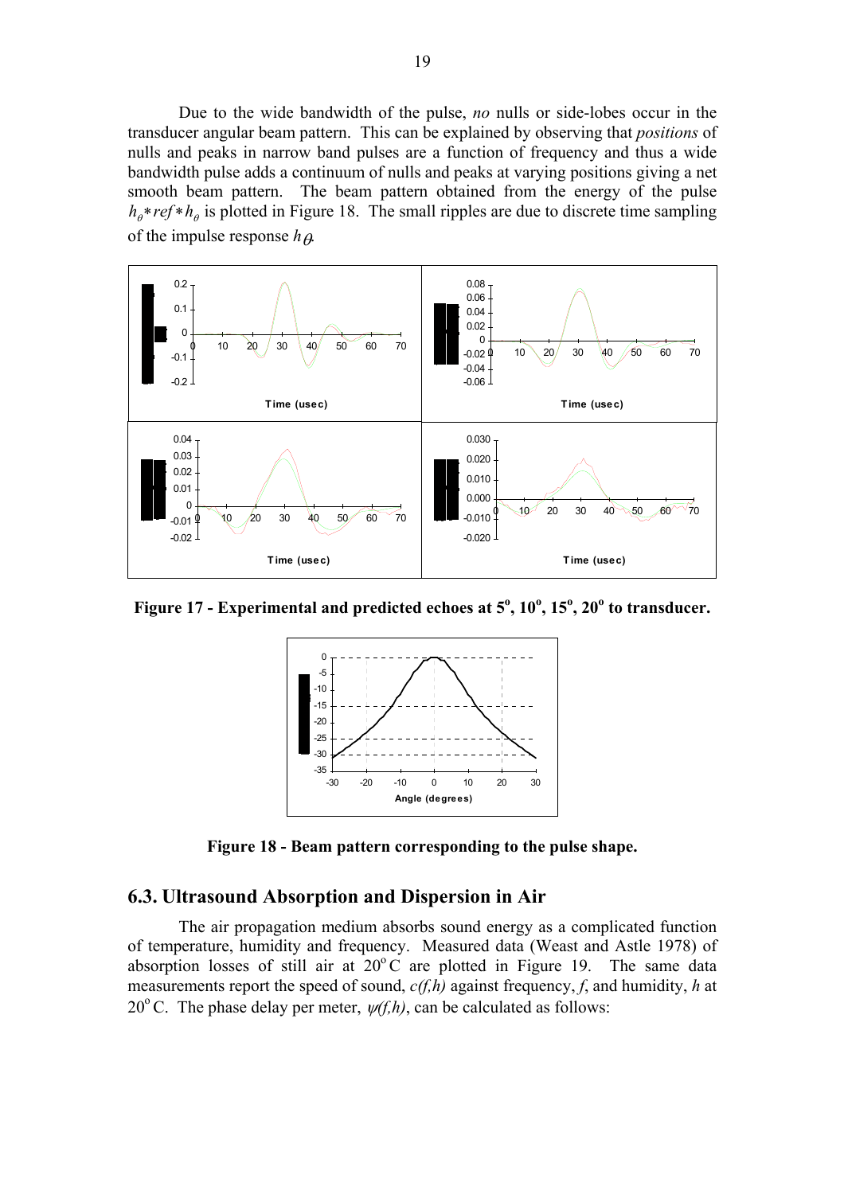Due to the wide bandwidth of the pulse, *no* nulls or side-lobes occur in the transducer angular beam pattern. This can be explained by observing that *positions* of nulls and peaks in narrow band pulses are a function of frequency and thus a wide bandwidth pulse adds a continuum of nulls and peaks at varying positions giving a net smooth beam pattern. The beam pattern obtained from the energy of the pulse $h_\theta * ref * h_\theta$ is plotted in Figure 18. The small ripples are due to discrete time sampling of the impulse response $h_\theta$.

**Figure 17 - Experimental and predicted echoes at 5°, 10°, 15°, 20° to transducer.**

**Figure 18 - Beam pattern corresponding to the pulse shape.**

## 6.3. Ultrasound Absorption and Dispersion in Air

The air propagation medium absorbs sound energy as a complicated function of temperature, humidity and frequency. Measured data (Weast and Astle 1978) of absorption losses of still air at 20° C are plotted in Figure 19. The same data measurements report the speed of sound, $c(f,h)$ against frequency, $f$, and humidity, $h$ at 20° C. The phase delay per meter, $\psi(f,h)$, can be calculated as follows: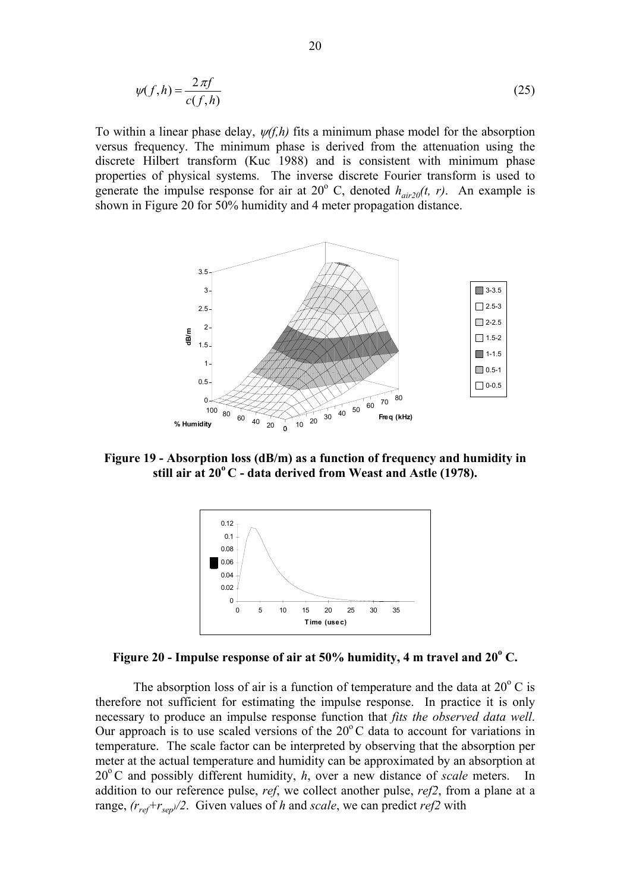$$\psi(f,h) = \frac{2\pi f}{c(f,h)} \tag{25}$$

To within a linear phase delay, $\psi(f,h)$ fits a minimum phase model for the absorption versus frequency. The minimum phase is derived from the attenuation using the discrete Hilbert transform (Kuc 1988) and is consistent with minimum phase properties of physical systems. The inverse discrete Fourier transform is used to generate the impulse response for air at 20° C, denoted $h_{air20}(t, r)$. An example is shown in Figure 20 for 50% humidity and 4 meter propagation distance.

**Figure 19 - Absorption loss (dB/m) as a function of frequency and humidity in still air at 20° C - data derived from Weast and Astle (1978).**

**Figure 20 - Impulse response of air at 50% humidity, 4 m travel and 20° C.**

The absorption loss of air is a function of temperature and the data at 20° C is therefore not sufficient for estimating the impulse response. In practice it is only necessary to produce an impulse response function that *fits the observed data well*. Our approach is to use scaled versions of the 20° C data to account for variations in temperature. The scale factor can be interpreted by observing that the absorption per meter at the actual temperature and humidity can be approximated by an absorption at 20° C and possibly different humidity, *h*, over a new distance of *scale* meters. In addition to our reference pulse, *ref*, we collect another pulse, *ref2*, from a plane at a range, $(r_{ref}+r_{sep})/2$. Given values of *h* and *scale*, we can predict *ref2* with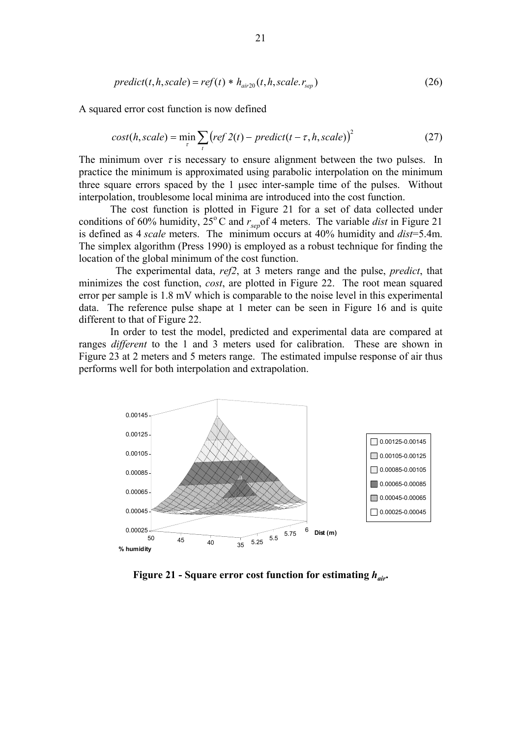$$predict(t, h, scale) = ref(t) * h_{air20}(t, h, scale.r_{sep}) \tag{26}$$

A squared error cost function is now defined

$$cost(h, scale) = \min_{\tau} \sum_{t} \left(ref\,2(t) - predict(t - \tau, h, scale)\right)^2 \tag{27}$$

The minimum over $\tau$ is necessary to ensure alignment between the two pulses. In practice the minimum is approximated using parabolic interpolation on the minimum three square errors spaced by the 1 μsec inter-sample time of the pulses. Without interpolation, troublesome local minima are introduced into the cost function.

The cost function is plotted in Figure 21 for a set of data collected under conditions of 60% humidity, $25^{o}$ C and $r_{sep}$ of 4 meters. The variable *dist* in Figure 21 is defined as 4 *scale* meters. The minimum occurs at 40% humidity and *dist*=5.4m. The simplex algorithm (Press 1990) is employed as a robust technique for finding the location of the global minimum of the cost function.

The experimental data, *ref2*, at 3 meters range and the pulse, *predict*, that minimizes the cost function, *cost*, are plotted in Figure 22. The root mean squared error per sample is 1.8 mV which is comparable to the noise level in this experimental data. The reference pulse shape at 1 meter can be seen in Figure 16 and is quite different to that of Figure 22.

In order to test the model, predicted and experimental data are compared at ranges *different* to the 1 and 3 meters used for calibration. These are shown in Figure 23 at 2 meters and 5 meters range. The estimated impulse response of air thus performs well for both interpolation and extrapolation.

**Figure 21 - Square error cost function for estimating $h_{air}$.**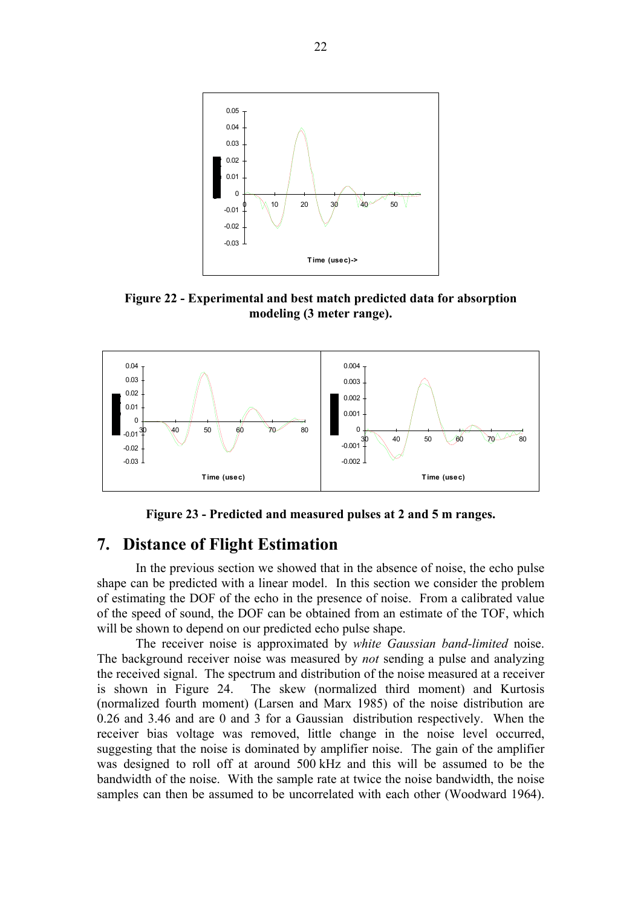Figure 22 - Experimental and best match predicted data for absorption modeling (3 meter range).

Figure 23 - Predicted and measured pulses at 2 and 5 m ranges.

## 7. Distance of Flight Estimation

In the previous section we showed that in the absence of noise, the echo pulse shape can be predicted with a linear model. In this section we consider the problem of estimating the DOF of the echo in the presence of noise. From a calibrated value of the speed of sound, the DOF can be obtained from an estimate of the TOF, which will be shown to depend on our predicted echo pulse shape.

The receiver noise is approximated by *white Gaussian band-limited* noise. The background receiver noise was measured by *not* sending a pulse and analyzing the received signal. The spectrum and distribution of the noise measured at a receiver is shown in Figure 24. The skew (normalized third moment) and Kurtosis (normalized fourth moment) (Larsen and Marx 1985) of the noise distribution are 0.26 and 3.46 and are 0 and 3 for a Gaussian distribution respectively. When the receiver bias voltage was removed, little change in the noise level occurred, suggesting that the noise is dominated by amplifier noise. The gain of the amplifier was designed to roll off at around 500 kHz and this will be assumed to be the bandwidth of the noise. With the sample rate at twice the noise bandwidth, the noise samples can then be assumed to be uncorrelated with each other (Woodward 1964).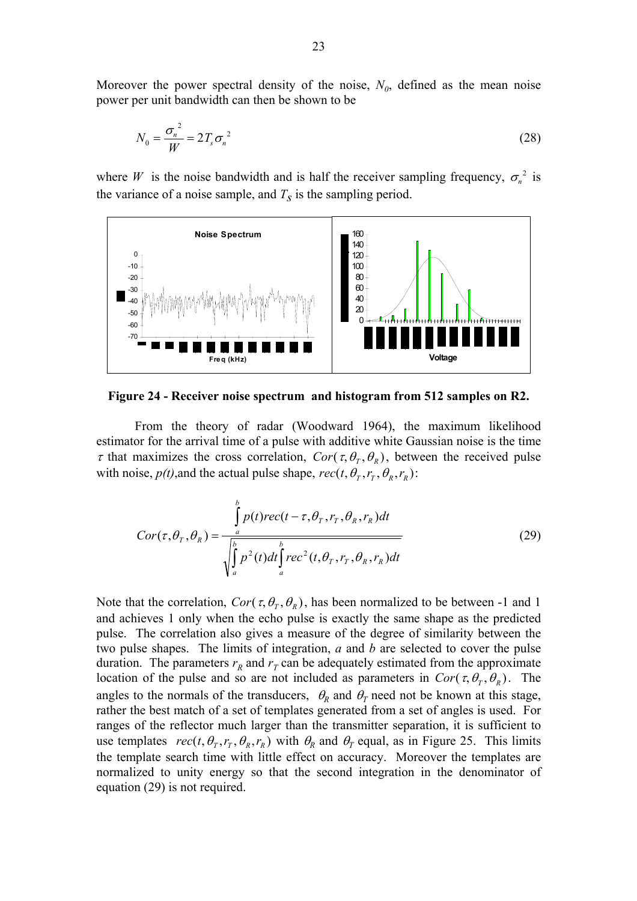Moreover the power spectral density of the noise, $N_0$, defined as the mean noise power per unit bandwidth can then be shown to be

$$N_0 = \frac{\sigma_n^{\ 2}}{W} = 2T_s\sigma_n^{\ 2} \tag{28}$$

where $W$ is the noise bandwidth and is half the receiver sampling frequency, $\sigma_n^{\ 2}$ is the variance of a noise sample, and $T_S$ is the sampling period.

**Figure 24 - Receiver noise spectrum and histogram from 512 samples on R2.**

From the theory of radar (Woodward 1964), the maximum likelihood estimator for the arrival time of a pulse with additive white Gaussian noise is the time $\tau$ that maximizes the cross correlation, $Cor(\tau,\theta_T,\theta_R)$, between the received pulse with noise, $p(t)$,and the actual pulse shape, $rec(t,\theta_T,r_T,\theta_R,r_R)$:

$$Cor(\tau,\theta_T,\theta_R) = \frac{\int_a^b p(t)rec(t-\tau,\theta_T,r_T,\theta_R,r_R)dt}{\sqrt{\int_a^b p^2(t)dt\int_a^b rec^2(t,\theta_T,r_T,\theta_R,r_R)dt}} \tag{29}$$

Note that the correlation, $Cor(\tau,\theta_T,\theta_R)$, has been normalized to be between -1 and 1 and achieves 1 only when the echo pulse is exactly the same shape as the predicted pulse. The correlation also gives a measure of the degree of similarity between the two pulse shapes. The limits of integration, $a$ and $b$ are selected to cover the pulse duration. The parameters $r_R$ and $r_T$ can be adequately estimated from the approximate location of the pulse and so are not included as parameters in $Cor(\tau,\theta_T,\theta_R)$. The angles to the normals of the transducers, $\theta_R$ and $\theta_T$ need not be known at this stage, rather the best match of a set of templates generated from a set of angles is used. For ranges of the reflector much larger than the transmitter separation, it is sufficient to use templates $rec(t,\theta_T,r_T,\theta_R,r_R)$ with $\theta_R$ and $\theta_T$ equal, as in Figure 25. This limits the template search time with little effect on accuracy. Moreover the templates are normalized to unity energy so that the second integration in the denominator of equation (29) is not required.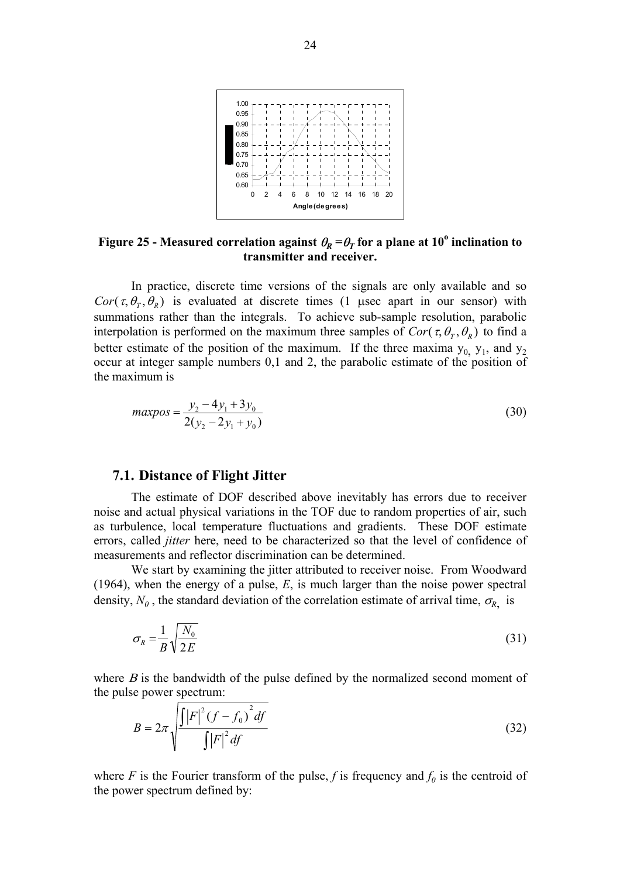**Figure 25 - Measured correlation against $\theta_R = \theta_T$ for a plane at 10° inclination to transmitter and receiver.**

In practice, discrete time versions of the signals are only available and so $Cor(\tau, \theta_T, \theta_R)$ is evaluated at discrete times (1 μsec apart in our sensor) with summations rather than the integrals. To achieve sub-sample resolution, parabolic interpolation is performed on the maximum three samples of $Cor(\tau, \theta_T, \theta_R)$ to find a better estimate of the position of the maximum. If the three maxima $y_0$, $y_1$, and $y_2$ occur at integer sample numbers 0,1 and 2, the parabolic estimate of the position of the maximum is

$$maxpos = \frac{y_2 - 4y_1 + 3y_0}{2(y_2 - 2y_1 + y_0)} \tag{30}$$

## 7.1. Distance of Flight Jitter

The estimate of DOF described above inevitably has errors due to receiver noise and actual physical variations in the TOF due to random properties of air, such as turbulence, local temperature fluctuations and gradients. These DOF estimate errors, called *jitter* here, need to be characterized so that the level of confidence of measurements and reflector discrimination can be determined.

We start by examining the jitter attributed to receiver noise. From Woodward (1964), when the energy of a pulse, $E$, is much larger than the noise power spectral density, $N_0$, the standard deviation of the correlation estimate of arrival time, $\sigma_R$, is

$$\sigma_R = \frac{1}{B}\sqrt{\frac{N_0}{2E}} \tag{31}$$

where $B$ is the bandwidth of the pulse defined by the normalized second moment of the pulse power spectrum:

$$B = 2\pi \sqrt{\frac{\int |F|^2 (f - f_0)^2 df}{\int |F|^2 df}} \tag{32}$$

where $F$ is the Fourier transform of the pulse, $f$ is frequency and $f_0$ is the centroid of the power spectrum defined by: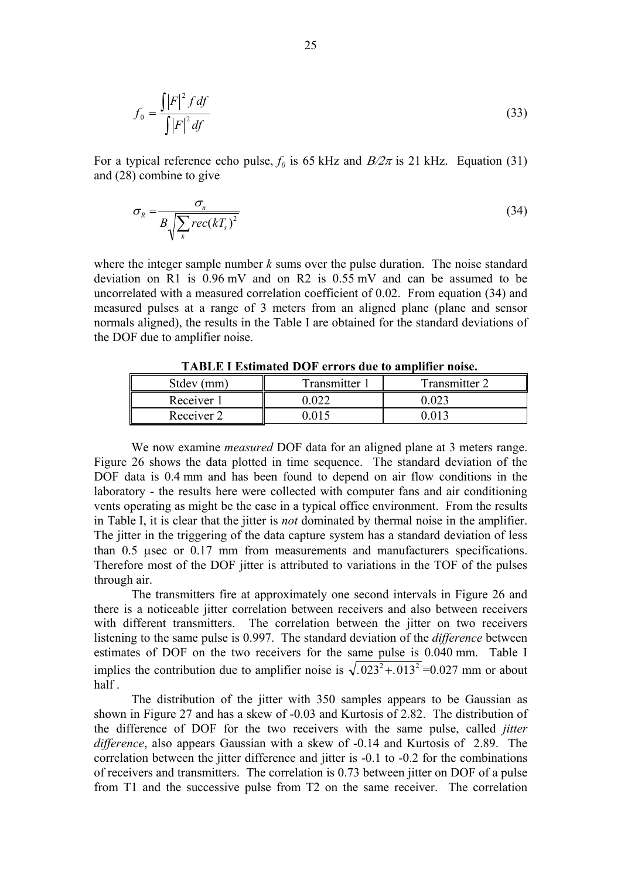$$f_0 = \frac{\int |F|^2 f \, df}{\int |F|^2 \, df} \tag{33}$$

For a typical reference echo pulse, $f_0$ is 65 kHz and $B/2\pi$ is 21 kHz. Equation (31) and (28) combine to give

$$\sigma_R = \frac{\sigma_n}{B\sqrt{\sum_k rec(kT_s)^2}} \tag{34}$$

where the integer sample number $k$ sums over the pulse duration. The noise standard deviation on R1 is 0.96 mV and on R2 is 0.55 mV and can be assumed to be uncorrelated with a measured correlation coefficient of 0.02. From equation (34) and measured pulses at a range of 3 meters from an aligned plane (plane and sensor normals aligned), the results in the Table I are obtained for the standard deviations of the DOF due to amplifier noise.

**TABLE I Estimated DOF errors due to amplifier noise.**

| Stdev (mm) | Transmitter 1 | Transmitter 2 |
|---|---|---|
| Receiver 1 | 0.022 | 0.023 |
| Receiver 2 | 0.015 | 0.013 |

We now examine *measured* DOF data for an aligned plane at 3 meters range. Figure 26 shows the data plotted in time sequence. The standard deviation of the DOF data is 0.4 mm and has been found to depend on air flow conditions in the laboratory - the results here were collected with computer fans and air conditioning vents operating as might be the case in a typical office environment. From the results in Table I, it is clear that the jitter is *not* dominated by thermal noise in the amplifier. The jitter in the triggering of the data capture system has a standard deviation of less than 0.5 μsec or 0.17 mm from measurements and manufacturers specifications. Therefore most of the DOF jitter is attributed to variations in the TOF of the pulses through air.

The transmitters fire at approximately one second intervals in Figure 26 and there is a noticeable jitter correlation between receivers and also between receivers with different transmitters. The correlation between the jitter on two receivers listening to the same pulse is 0.997. The standard deviation of the *difference* between estimates of DOF on the two receivers for the same pulse is 0.040 mm. Table I implies the contribution due to amplifier noise is $\sqrt{.023^2 + .013^2}$ =0.027 mm or about half .

The distribution of the jitter with 350 samples appears to be Gaussian as shown in Figure 27 and has a skew of -0.03 and Kurtosis of 2.82. The distribution of the difference of DOF for the two receivers with the same pulse, called *jitter difference*, also appears Gaussian with a skew of -0.14 and Kurtosis of 2.89. The correlation between the jitter difference and jitter is -0.1 to -0.2 for the combinations of receivers and transmitters. The correlation is 0.73 between jitter on DOF of a pulse from T1 and the successive pulse from T2 on the same receiver. The correlation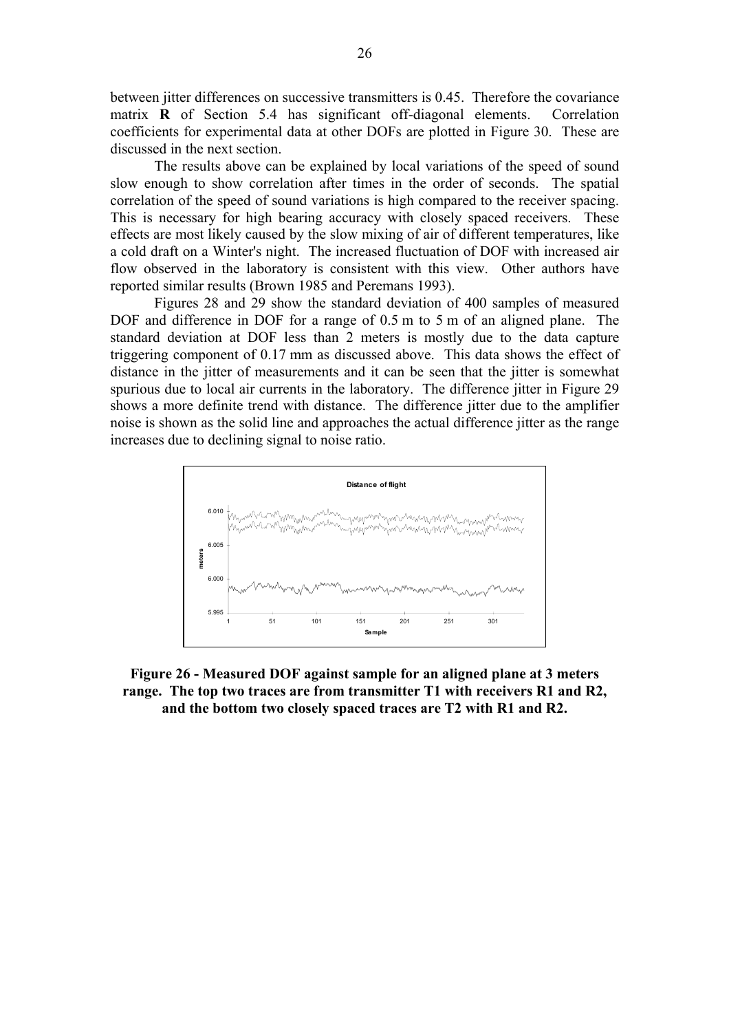between jitter differences on successive transmitters is 0.45. Therefore the covariance matrix **R** of Section 5.4 has significant off-diagonal elements. Correlation coefficients for experimental data at other DOFs are plotted in Figure 30. These are discussed in the next section.

The results above can be explained by local variations of the speed of sound slow enough to show correlation after times in the order of seconds. The spatial correlation of the speed of sound variations is high compared to the receiver spacing. This is necessary for high bearing accuracy with closely spaced receivers. These effects are most likely caused by the slow mixing of air of different temperatures, like a cold draft on a Winter's night. The increased fluctuation of DOF with increased air flow observed in the laboratory is consistent with this view. Other authors have reported similar results (Brown 1985 and Peremans 1993).

Figures 28 and 29 show the standard deviation of 400 samples of measured DOF and difference in DOF for a range of 0.5 m to 5 m of an aligned plane. The standard deviation at DOF less than 2 meters is mostly due to the data capture triggering component of 0.17 mm as discussed above. This data shows the effect of distance in the jitter of measurements and it can be seen that the jitter is somewhat spurious due to local air currents in the laboratory. The difference jitter in Figure 29 shows a more definite trend with distance. The difference jitter due to the amplifier noise is shown as the solid line and approaches the actual difference jitter as the range increases due to declining signal to noise ratio.

**Figure 26 - Measured DOF against sample for an aligned plane at 3 meters range. The top two traces are from transmitter T1 with receivers R1 and R2, and the bottom two closely spaced traces are T2 with R1 and R2.**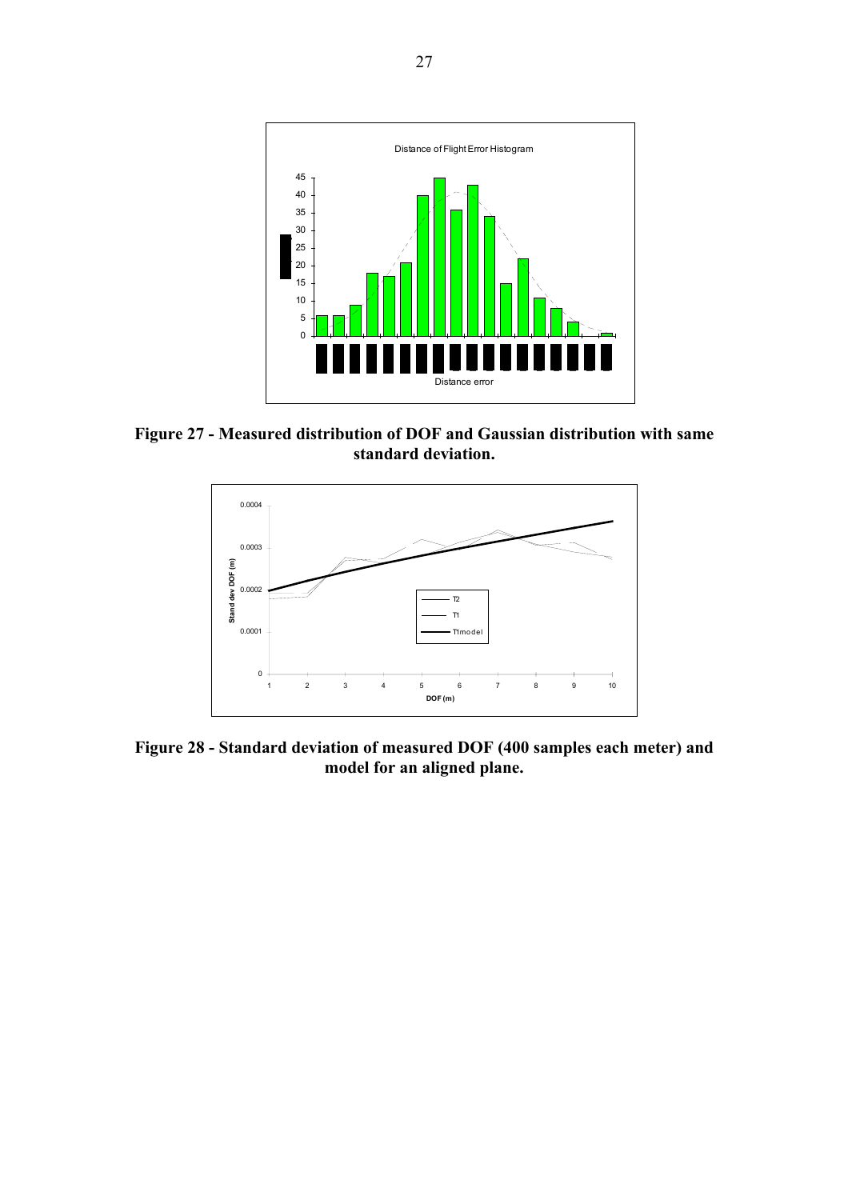**Figure 27 - Measured distribution of DOF and Gaussian distribution with same standard deviation.**

**Figure 28 - Standard deviation of measured DOF (400 samples each meter) and model for an aligned plane.**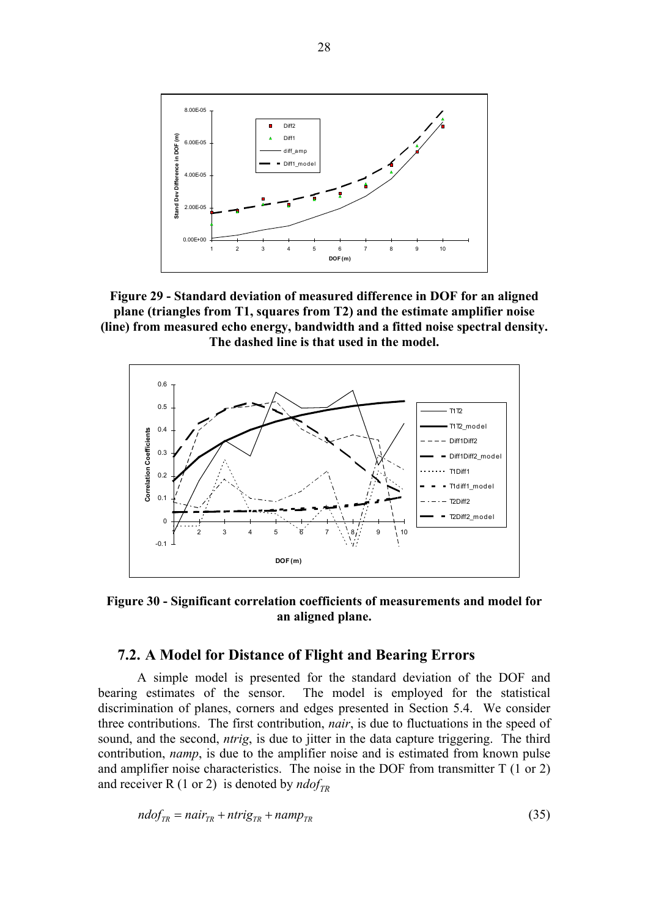**Figure 29 - Standard deviation of measured difference in DOF for an aligned plane (triangles from T1, squares from T2) and the estimate amplifier noise (line) from measured echo energy, bandwidth and a fitted noise spectral density. The dashed line is that used in the model.**

**Figure 30 - Significant correlation coefficients of measurements and model for an aligned plane.**

## 7.2. A Model for Distance of Flight and Bearing Errors

A simple model is presented for the standard deviation of the DOF and bearing estimates of the sensor. The model is employed for the statistical discrimination of planes, corners and edges presented in Section 5.4. We consider three contributions. The first contribution, *nair*, is due to fluctuations in the speed of sound, and the second, *ntrig*, is due to jitter in the data capture triggering. The third contribution, *namp*, is due to the amplifier noise and is estimated from known pulse and amplifier noise characteristics. The noise in the DOF from transmitter T (1 or 2) and receiver R (1 or 2) is denoted by $ndof_{TR}$

$$ndof_{TR} = nair_{TR} + ntrig_{TR} + namp_{TR} \tag{35}$$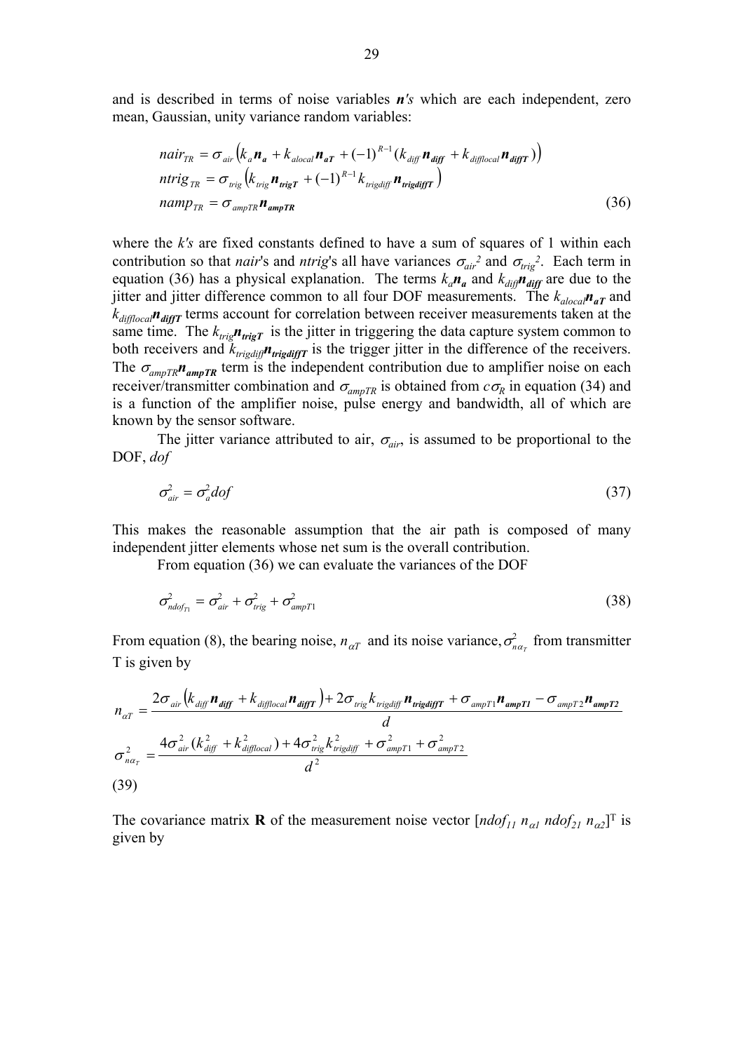and is described in terms of noise variables ***n's*** which are each independent, zero mean, Gaussian, unity variance random variables:

$$
\begin{aligned}
nair_{TR} &= \sigma_{air}\left(k_a \boldsymbol{n_a} + k_{alocal}\boldsymbol{n_{aT}} + (-1)^{R-1}(k_{diff}\boldsymbol{n_{diff}} + k_{difflocal}\boldsymbol{n_{diffT}})\right) \\
ntrig_{TR} &= \sigma_{trig}\left(k_{trig}\boldsymbol{n_{trigT}} + (-1)^{R-1}k_{trigdiff}\boldsymbol{n_{trigdiffT}}\right) \\
namp_{TR} &= \sigma_{ampTR}\boldsymbol{n_{ampTR}}
\end{aligned}
\tag{36}
$$

where the *k's* are fixed constants defined to have a sum of squares of 1 within each contribution so that *nair*'s and *ntrig*'s all have variances $\sigma_{air}^2$ and $\sigma_{trig}^2$. Each term in equation (36) has a physical explanation. The terms $k_a\boldsymbol{n_a}$ and $k_{diff}\boldsymbol{n_{diff}}$ are due to the jitter and jitter difference common to all four DOF measurements. The $k_{alocal}\boldsymbol{n_{aT}}$ and $k_{difflocal}\boldsymbol{n_{diffT}}$ terms account for correlation between receiver measurements taken at the same time. The $k_{trig}\boldsymbol{n_{trigT}}$ is the jitter in triggering the data capture system common to both receivers and $k_{trigdiff}\boldsymbol{n_{trigdiffT}}$ is the trigger jitter in the difference of the receivers. The $\sigma_{ampTR}\boldsymbol{n_{ampTR}}$ term is the independent contribution due to amplifier noise on each receiver/transmitter combination and $\sigma_{ampTR}$ is obtained from $c\sigma_R$ in equation (34) and is a function of the amplifier noise, pulse energy and bandwidth, all of which are known by the sensor software.

The jitter variance attributed to air, $\sigma_{air}$, is assumed to be proportional to the DOF, *dof*

$$
\sigma_{air}^2 = \sigma_a^2 dof \tag{37}
$$

This makes the reasonable assumption that the air path is composed of many independent jitter elements whose net sum is the overall contribution.

From equation (36) we can evaluate the variances of the DOF

$$
\sigma_{ndof_{T1}}^2 = \sigma_{air}^2 + \sigma_{trig}^2 + \sigma_{ampT1}^2 \tag{38}
$$

From equation (8), the bearing noise, $n_{\alpha T}$ and its noise variance, $\sigma_{n\alpha_T}^2$ from transmitter T is given by

$$
\begin{aligned}
n_{\alpha T} &= \frac{2\sigma_{air}\left(k_{diff}\boldsymbol{n_{diff}} + k_{difflocal}\boldsymbol{n_{diffT}}\right) + 2\sigma_{trig}k_{trigdiff}\boldsymbol{n_{trigdiffT}} + \sigma_{ampT1}\boldsymbol{n_{ampT1}} - \sigma_{ampT2}\boldsymbol{n_{ampT2}}}{d} \\
\sigma_{n\alpha_T}^2 &= \frac{4\sigma_{air}^2(k_{diff}^2 + k_{difflocal}^2) + 4\sigma_{trig}^2 k_{trigdiff}^2 + \sigma_{ampT1}^2 + \sigma_{ampT2}^2}{d^2}
\end{aligned}
$$

(39)

The covariance matrix **R** of the measurement noise vector $[ndof_{11}\ n_{\alpha 1}\ ndof_{21}\ n_{\alpha 2}]^T$ is given by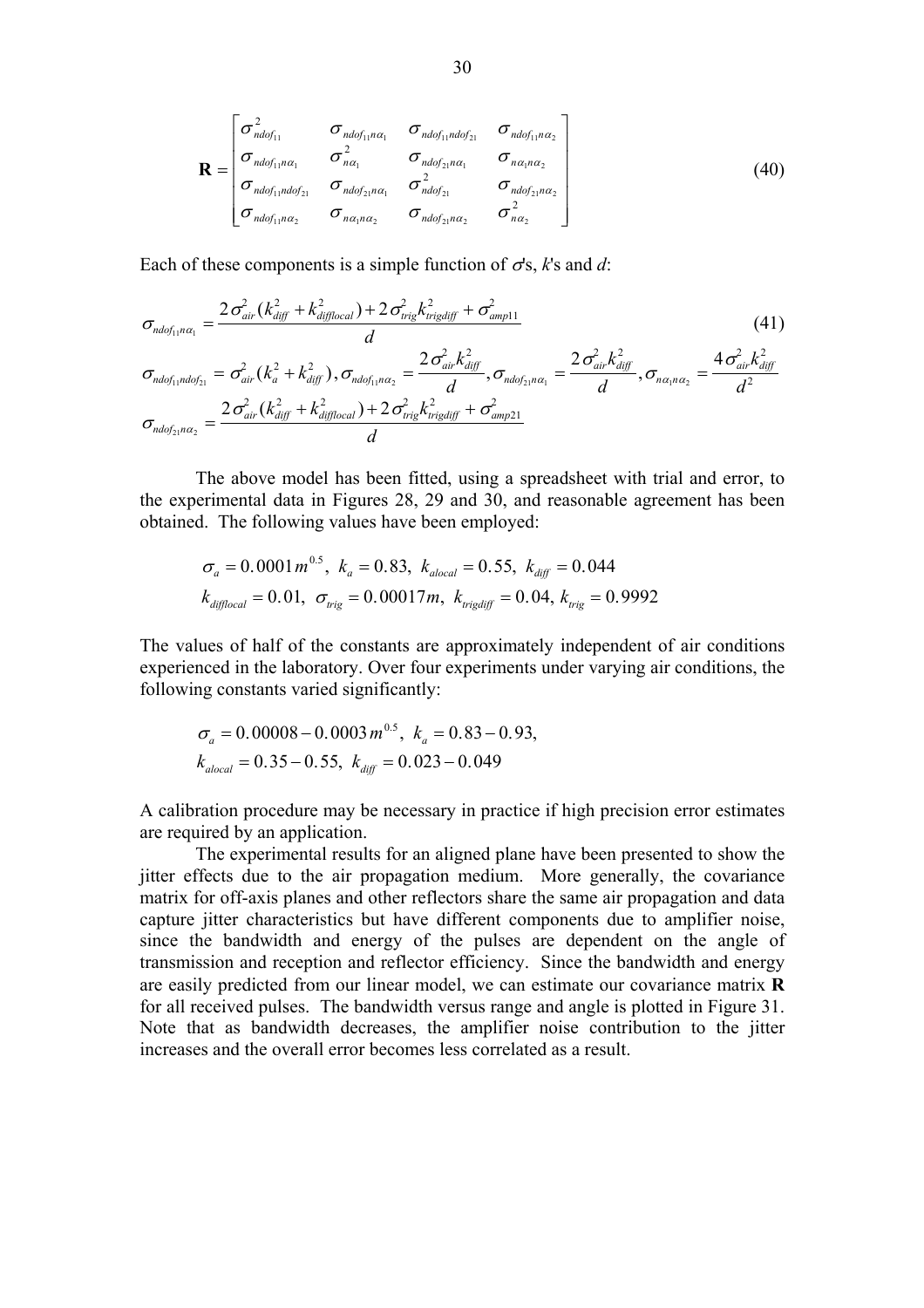$$
\mathbf{R} = \begin{bmatrix} \sigma^2_{ndof_{11}} & \sigma_{ndof_{11}n\alpha_1} & \sigma_{ndof_{11}ndof_{21}} & \sigma_{ndof_{11}n\alpha_2} \\ \sigma_{ndof_{11}n\alpha_1} & \sigma^2_{n\alpha_1} & \sigma_{ndof_{21}n\alpha_1} & \sigma_{n\alpha_1 n\alpha_2} \\ \sigma_{ndof_{11}ndof_{21}} & \sigma_{ndof_{21}n\alpha_1} & \sigma^2_{ndof_{21}} & \sigma_{ndof_{21}n\alpha_2} \\ \sigma_{ndof_{11}n\alpha_2} & \sigma_{n\alpha_1 n\alpha_2} & \sigma_{ndof_{21}n\alpha_2} & \sigma^2_{n\alpha_2} \end{bmatrix} \tag{40}
$$

Each of these components is a simple function of $\sigma$'s, $k$'s and $d$:

$$
\sigma_{ndof_{11}n\alpha_1} = \frac{2\sigma^2_{air}(k^2_{diff} + k^2_{difflocal}) + 2\sigma^2_{trig}k^2_{trigdiff} + \sigma^2_{amp11}}{d} \tag{41}
$$

$$
\sigma_{ndof_{11}ndof_{21}} = \sigma^2_{air}(k^2_a + k^2_{diff}),\ \sigma_{ndof_{11}n\alpha_2} = \frac{2\sigma^2_{air}k^2_{diff}}{d},\ \sigma_{ndof_{21}n\alpha_1} = \frac{2\sigma^2_{air}k^2_{diff}}{d},\ \sigma_{n\alpha_1 n\alpha_2} = \frac{4\sigma^2_{air}k^2_{diff}}{d^2}
$$

$$
\sigma_{ndof_{21}n\alpha_2} = \frac{2\sigma^2_{air}(k^2_{diff} + k^2_{difflocal}) + 2\sigma^2_{trig}k^2_{trigdiff} + \sigma^2_{amp21}}{d}
$$

The above model has been fitted, using a spreadsheet with trial and error, to the experimental data in Figures 28, 29 and 30, and reasonable agreement has been obtained. The following values have been employed:

$$
\sigma_a = 0.0001\,m^{0.5},\ k_a = 0.83,\ k_{alocal} = 0.55,\ k_{diff} = 0.044
$$
$$
k_{difflocal} = 0.01,\ \sigma_{trig} = 0.00017m,\ k_{trigdiff} = 0.04,\ k_{trig} = 0.9992
$$

The values of half of the constants are approximately independent of air conditions experienced in the laboratory. Over four experiments under varying air conditions, the following constants varied significantly:

$$
\sigma_a = 0.00008 - 0.0003\,m^{0.5},\ k_a = 0.83 - 0.93,
$$
$$
k_{alocal} = 0.35 - 0.55,\ k_{diff} = 0.023 - 0.049
$$

A calibration procedure may be necessary in practice if high precision error estimates are required by an application.

The experimental results for an aligned plane have been presented to show the jitter effects due to the air propagation medium. More generally, the covariance matrix for off-axis planes and other reflectors share the same air propagation and data capture jitter characteristics but have different components due to amplifier noise, since the bandwidth and energy of the pulses are dependent on the angle of transmission and reception and reflector efficiency. Since the bandwidth and energy are easily predicted from our linear model, we can estimate our covariance matrix **R** for all received pulses. The bandwidth versus range and angle is plotted in Figure 31. Note that as bandwidth decreases, the amplifier noise contribution to the jitter increases and the overall error becomes less correlated as a result.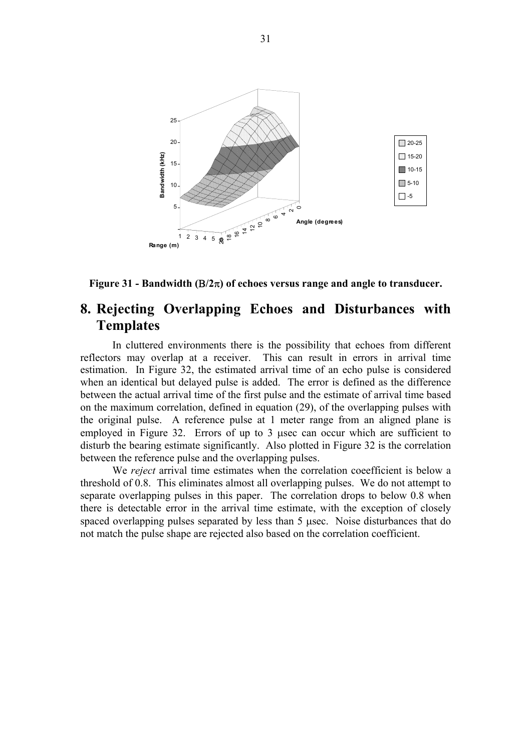Figure 31 - Bandwidth ($B/2\pi$) of echoes versus range and angle to transducer.

# 8. Rejecting Overlapping Echoes and Disturbances with Templates

In cluttered environments there is the possibility that echoes from different reflectors may overlap at a receiver. This can result in errors in arrival time estimation. In Figure 32, the estimated arrival time of an echo pulse is considered when an identical but delayed pulse is added. The error is defined as the difference between the actual arrival time of the first pulse and the estimate of arrival time based on the maximum correlation, defined in equation (29), of the overlapping pulses with the original pulse. A reference pulse at 1 meter range from an aligned plane is employed in Figure 32. Errors of up to 3 μsec can occur which are sufficient to disturb the bearing estimate significantly. Also plotted in Figure 32 is the correlation between the reference pulse and the overlapping pulses.

We *reject* arrival time estimates when the correlation coeefficient is below a threshold of 0.8. This eliminates almost all overlapping pulses. We do not attempt to separate overlapping pulses in this paper. The correlation drops to below 0.8 when there is detectable error in the arrival time estimate, with the exception of closely spaced overlapping pulses separated by less than 5 μsec. Noise disturbances that do not match the pulse shape are rejected also based on the correlation coefficient.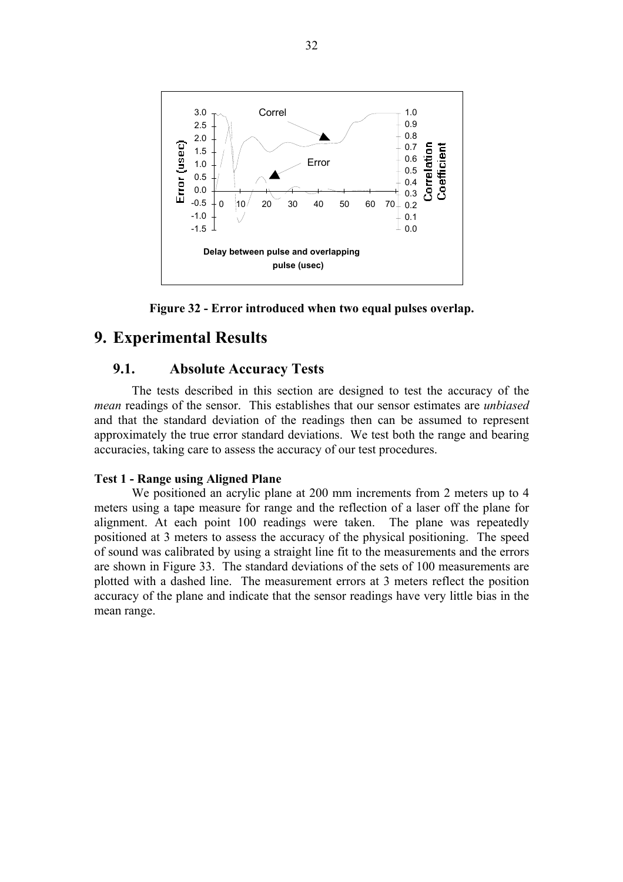Figure 32 - Error introduced when two equal pulses overlap.

# 9. Experimental Results

## 9.1. Absolute Accuracy Tests

The tests described in this section are designed to test the accuracy of the *mean* readings of the sensor. This establishes that our sensor estimates are *unbiased* and that the standard deviation of the readings then can be assumed to represent approximately the true error standard deviations. We test both the range and bearing accuracies, taking care to assess the accuracy of our test procedures.

**Test 1 - Range using Aligned Plane**

We positioned an acrylic plane at 200 mm increments from 2 meters up to 4 meters using a tape measure for range and the reflection of a laser off the plane for alignment. At each point 100 readings were taken. The plane was repeatedly positioned at 3 meters to assess the accuracy of the physical positioning. The speed of sound was calibrated by using a straight line fit to the measurements and the errors are shown in Figure 33. The standard deviations of the sets of 100 measurements are plotted with a dashed line. The measurement errors at 3 meters reflect the position accuracy of the plane and indicate that the sensor readings have very little bias in the mean range.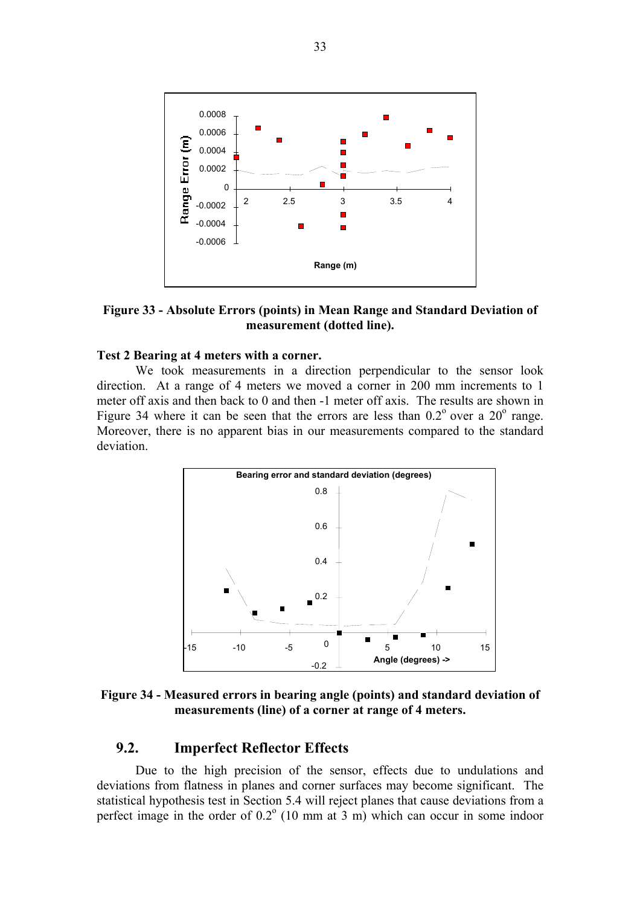**Figure 33 - Absolute Errors (points) in Mean Range and Standard Deviation of measurement (dotted line).**

**Test 2 Bearing at 4 meters with a corner.**

We took measurements in a direction perpendicular to the sensor look direction. At a range of 4 meters we moved a corner in 200 mm increments to 1 meter off axis and then back to 0 and then -1 meter off axis. The results are shown in Figure 34 where it can be seen that the errors are less than $0.2^{o}$ over a $20^{o}$ range. Moreover, there is no apparent bias in our measurements compared to the standard deviation.

**Figure 34 - Measured errors in bearing angle (points) and standard deviation of measurements (line) of a corner at range of 4 meters.**

## 9.2. Imperfect Reflector Effects

Due to the high precision of the sensor, effects due to undulations and deviations from flatness in planes and corner surfaces may become significant. The statistical hypothesis test in Section 5.4 will reject planes that cause deviations from a perfect image in the order of $0.2^{o}$ (10 mm at 3 m) which can occur in some indoor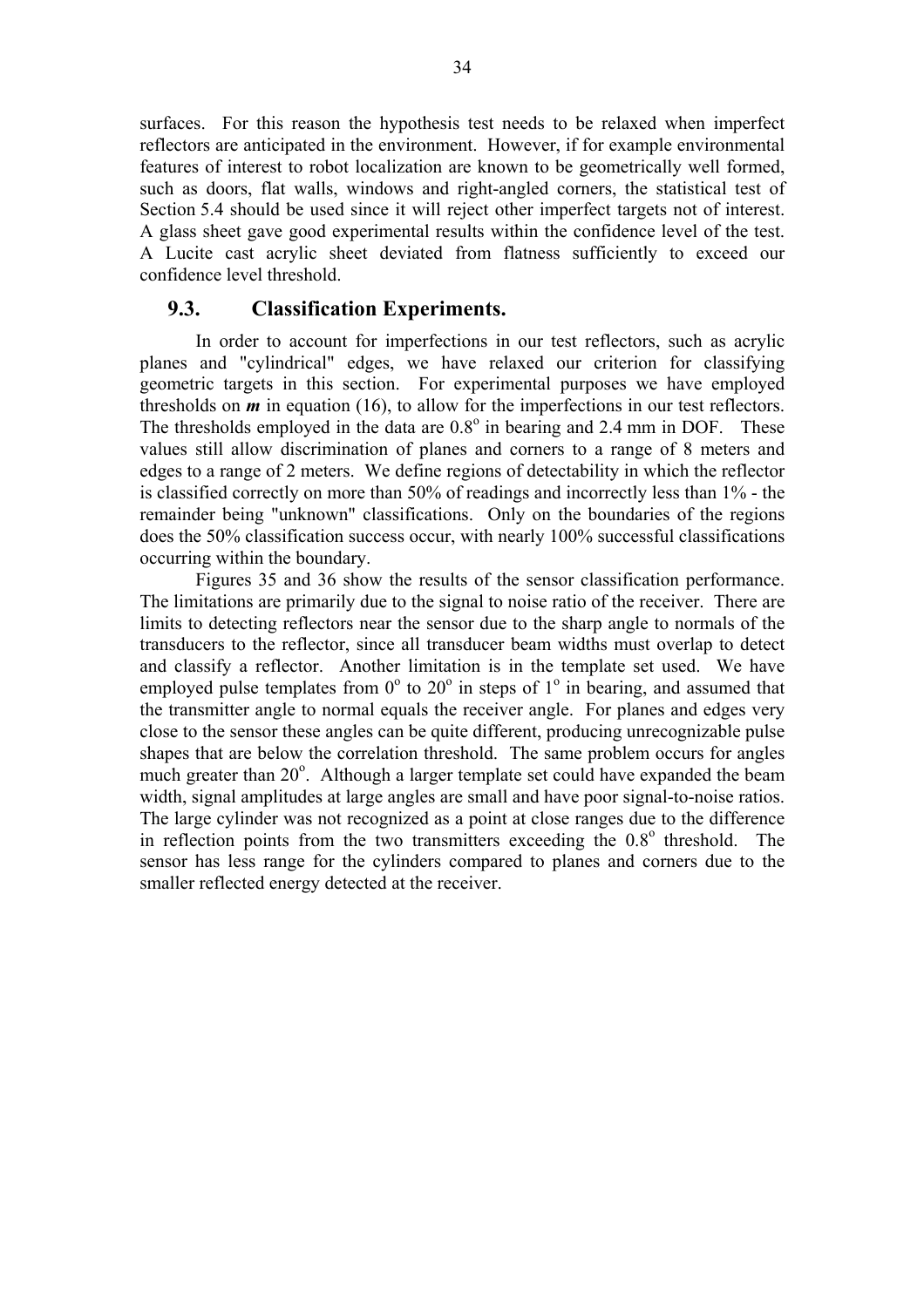surfaces. For this reason the hypothesis test needs to be relaxed when imperfect reflectors are anticipated in the environment. However, if for example environmental features of interest to robot localization are known to be geometrically well formed, such as doors, flat walls, windows and right-angled corners, the statistical test of Section 5.4 should be used since it will reject other imperfect targets not of interest. A glass sheet gave good experimental results within the confidence level of the test. A Lucite cast acrylic sheet deviated from flatness sufficiently to exceed our confidence level threshold.

## 9.3. Classification Experiments.

In order to account for imperfections in our test reflectors, such as acrylic planes and "cylindrical" edges, we have relaxed our criterion for classifying geometric targets in this section. For experimental purposes we have employed thresholds on $\boldsymbol{m}$ in equation (16), to allow for the imperfections in our test reflectors. The thresholds employed in the data are $0.8^{\circ}$ in bearing and 2.4 mm in DOF. These values still allow discrimination of planes and corners to a range of 8 meters and edges to a range of 2 meters. We define regions of detectability in which the reflector is classified correctly on more than 50% of readings and incorrectly less than 1% - the remainder being "unknown" classifications. Only on the boundaries of the regions does the 50% classification success occur, with nearly 100% successful classifications occurring within the boundary.

Figures 35 and 36 show the results of the sensor classification performance. The limitations are primarily due to the signal to noise ratio of the receiver. There are limits to detecting reflectors near the sensor due to the sharp angle to normals of the transducers to the reflector, since all transducer beam widths must overlap to detect and classify a reflector. Another limitation is in the template set used. We have employed pulse templates from $0^{\circ}$ to $20^{\circ}$ in steps of $1^{\circ}$ in bearing, and assumed that the transmitter angle to normal equals the receiver angle. For planes and edges very close to the sensor these angles can be quite different, producing unrecognizable pulse shapes that are below the correlation threshold. The same problem occurs for angles much greater than $20^{\circ}$. Although a larger template set could have expanded the beam width, signal amplitudes at large angles are small and have poor signal-to-noise ratios. The large cylinder was not recognized as a point at close ranges due to the difference in reflection points from the two transmitters exceeding the $0.8^{\circ}$ threshold. The sensor has less range for the cylinders compared to planes and corners due to the smaller reflected energy detected at the receiver.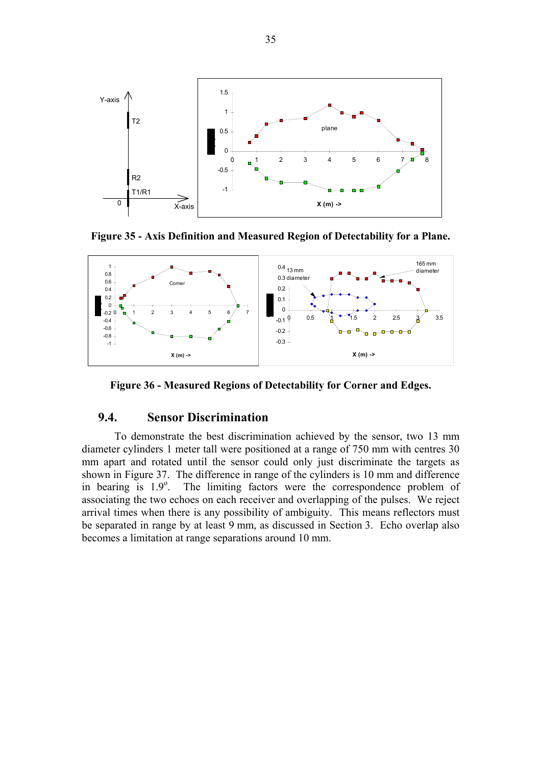**Figure 35 - Axis Definition and Measured Region of Detectability for a Plane.**

**Figure 36 - Measured Regions of Detectability for Corner and Edges.**

## 9.4. Sensor Discrimination

To demonstrate the best discrimination achieved by the sensor, two 13 mm diameter cylinders 1 meter tall were positioned at a range of 750 mm with centres 30 mm apart and rotated until the sensor could only just discriminate the targets as shown in Figure 37. The difference in range of the cylinders is 10 mm and difference in bearing is $1.9^{o}$. The limiting factors were the correspondence problem of associating the two echoes on each receiver and overlapping of the pulses. We reject arrival times when there is any possibility of ambiguity. This means reflectors must be separated in range by at least 9 mm, as discussed in Section 3. Echo overlap also becomes a limitation at range separations around 10 mm.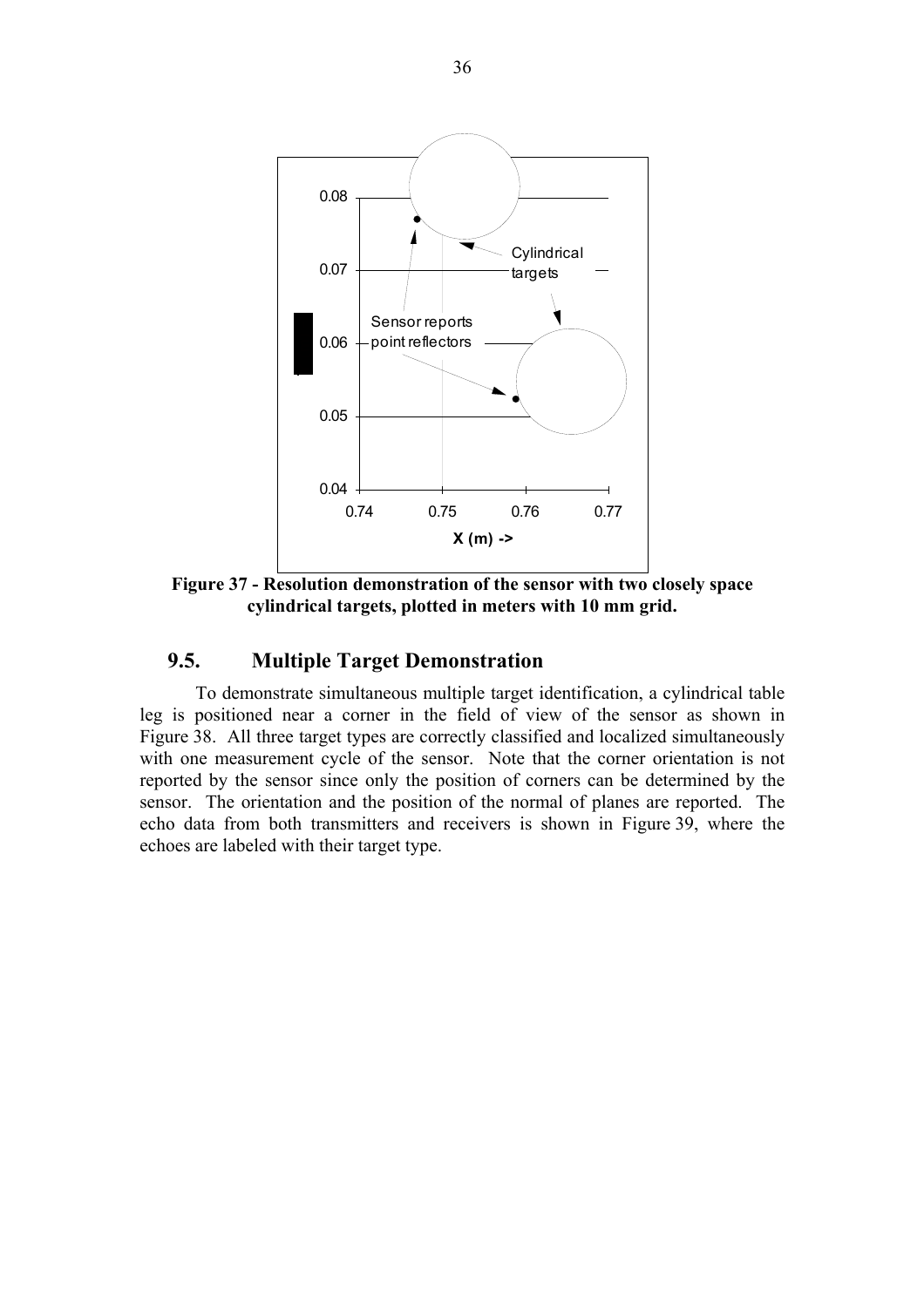**Figure 37 - Resolution demonstration of the sensor with two closely space cylindrical targets, plotted in meters with 10 mm grid.**

## 9.5. Multiple Target Demonstration

To demonstrate simultaneous multiple target identification, a cylindrical table leg is positioned near a corner in the field of view of the sensor as shown in Figure 38. All three target types are correctly classified and localized simultaneously with one measurement cycle of the sensor. Note that the corner orientation is not reported by the sensor since only the position of corners can be determined by the sensor. The orientation and the position of the normal of planes are reported. The echo data from both transmitters and receivers is shown in Figure 39, where the echoes are labeled with their target type.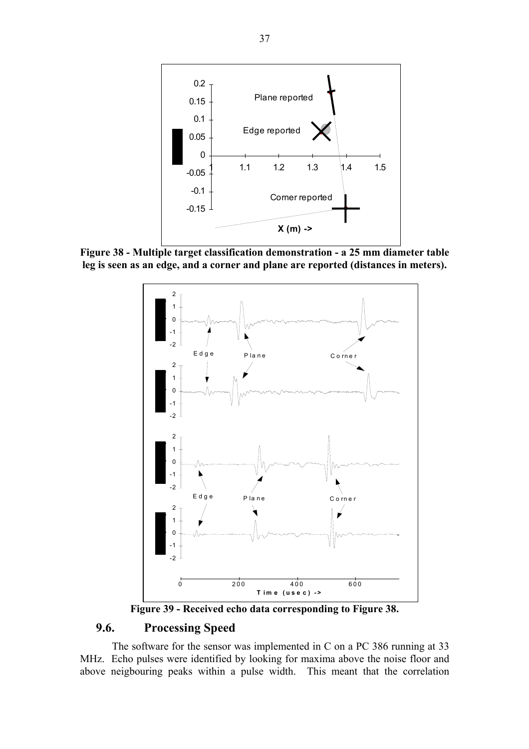**Figure 38 - Multiple target classification demonstration - a 25 mm diameter table leg is seen as an edge, and a corner and plane are reported (distances in meters).**

**Figure 39 - Received echo data corresponding to Figure 38.**

## 9.6. Processing Speed

The software for the sensor was implemented in C on a PC 386 running at 33 MHz. Echo pulses were identified by looking for maxima above the noise floor and above neigbouring peaks within a pulse width. This meant that the correlation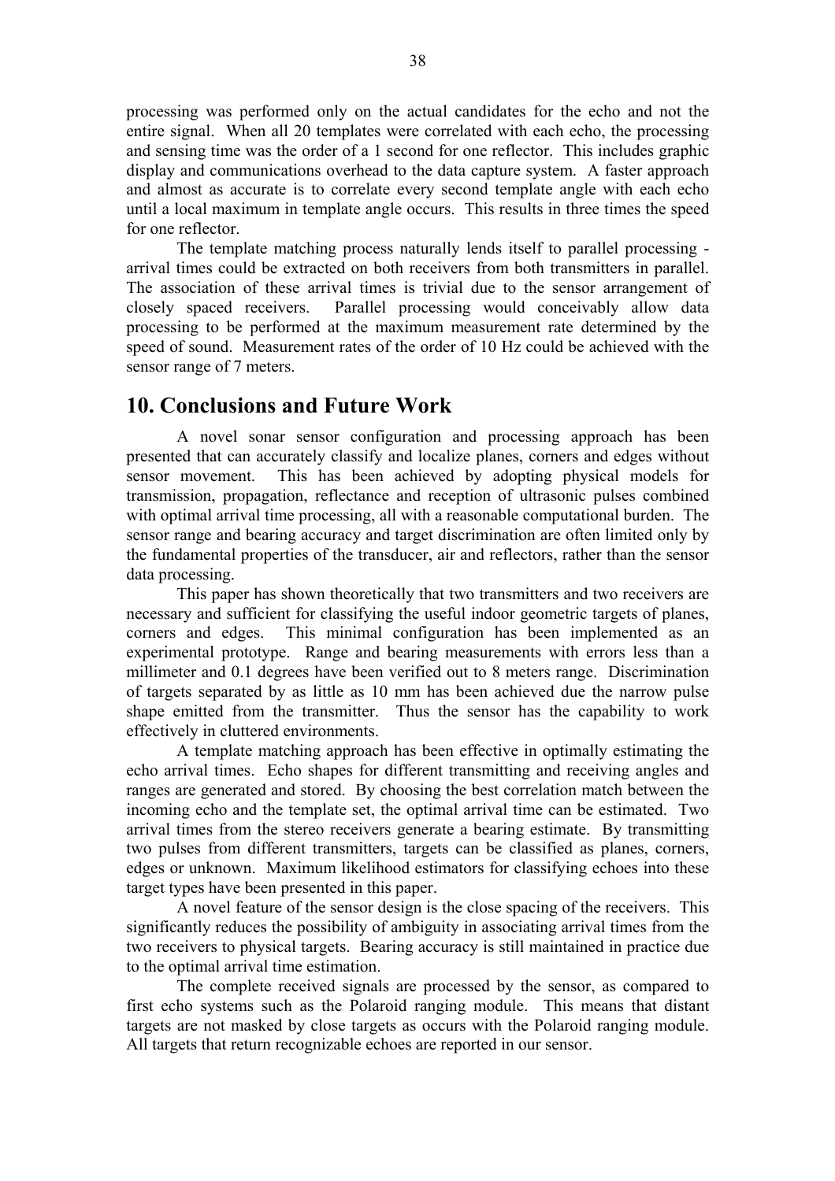processing was performed only on the actual candidates for the echo and not the entire signal. When all 20 templates were correlated with each echo, the processing and sensing time was the order of a 1 second for one reflector. This includes graphic display and communications overhead to the data capture system. A faster approach and almost as accurate is to correlate every second template angle with each echo until a local maximum in template angle occurs. This results in three times the speed for one reflector.

The template matching process naturally lends itself to parallel processing - arrival times could be extracted on both receivers from both transmitters in parallel. The association of these arrival times is trivial due to the sensor arrangement of closely spaced receivers. Parallel processing would conceivably allow data processing to be performed at the maximum measurement rate determined by the speed of sound. Measurement rates of the order of 10 Hz could be achieved with the sensor range of 7 meters.

## 10. Conclusions and Future Work

A novel sonar sensor configuration and processing approach has been presented that can accurately classify and localize planes, corners and edges without sensor movement. This has been achieved by adopting physical models for transmission, propagation, reflectance and reception of ultrasonic pulses combined with optimal arrival time processing, all with a reasonable computational burden. The sensor range and bearing accuracy and target discrimination are often limited only by the fundamental properties of the transducer, air and reflectors, rather than the sensor data processing.

This paper has shown theoretically that two transmitters and two receivers are necessary and sufficient for classifying the useful indoor geometric targets of planes, corners and edges. This minimal configuration has been implemented as an experimental prototype. Range and bearing measurements with errors less than a millimeter and 0.1 degrees have been verified out to 8 meters range. Discrimination of targets separated by as little as 10 mm has been achieved due the narrow pulse shape emitted from the transmitter. Thus the sensor has the capability to work effectively in cluttered environments.

A template matching approach has been effective in optimally estimating the echo arrival times. Echo shapes for different transmitting and receiving angles and ranges are generated and stored. By choosing the best correlation match between the incoming echo and the template set, the optimal arrival time can be estimated. Two arrival times from the stereo receivers generate a bearing estimate. By transmitting two pulses from different transmitters, targets can be classified as planes, corners, edges or unknown. Maximum likelihood estimators for classifying echoes into these target types have been presented in this paper.

A novel feature of the sensor design is the close spacing of the receivers. This significantly reduces the possibility of ambiguity in associating arrival times from the two receivers to physical targets. Bearing accuracy is still maintained in practice due to the optimal arrival time estimation.

The complete received signals are processed by the sensor, as compared to first echo systems such as the Polaroid ranging module. This means that distant targets are not masked by close targets as occurs with the Polaroid ranging module. All targets that return recognizable echoes are reported in our sensor.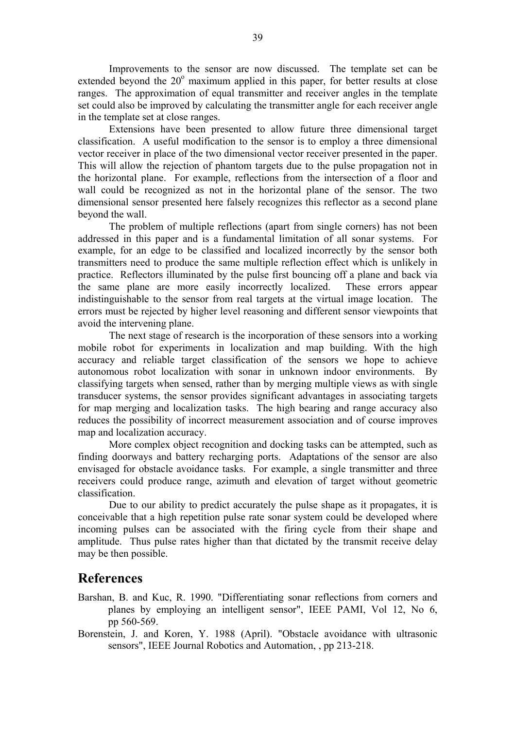Improvements to the sensor are now discussed. The template set can be extended beyond the $20^o$ maximum applied in this paper, for better results at close ranges. The approximation of equal transmitter and receiver angles in the template set could also be improved by calculating the transmitter angle for each receiver angle in the template set at close ranges.

Extensions have been presented to allow future three dimensional target classification. A useful modification to the sensor is to employ a three dimensional vector receiver in place of the two dimensional vector receiver presented in the paper. This will allow the rejection of phantom targets due to the pulse propagation not in the horizontal plane. For example, reflections from the intersection of a floor and wall could be recognized as not in the horizontal plane of the sensor. The two dimensional sensor presented here falsely recognizes this reflector as a second plane beyond the wall.

The problem of multiple reflections (apart from single corners) has not been addressed in this paper and is a fundamental limitation of all sonar systems. For example, for an edge to be classified and localized incorrectly by the sensor both transmitters need to produce the same multiple reflection effect which is unlikely in practice. Reflectors illuminated by the pulse first bouncing off a plane and back via the same plane are more easily incorrectly localized. These errors appear indistinguishable to the sensor from real targets at the virtual image location. The errors must be rejected by higher level reasoning and different sensor viewpoints that avoid the intervening plane.

The next stage of research is the incorporation of these sensors into a working mobile robot for experiments in localization and map building. With the high accuracy and reliable target classification of the sensors we hope to achieve autonomous robot localization with sonar in unknown indoor environments. By classifying targets when sensed, rather than by merging multiple views as with single transducer systems, the sensor provides significant advantages in associating targets for map merging and localization tasks. The high bearing and range accuracy also reduces the possibility of incorrect measurement association and of course improves map and localization accuracy.

More complex object recognition and docking tasks can be attempted, such as finding doorways and battery recharging ports. Adaptations of the sensor are also envisaged for obstacle avoidance tasks. For example, a single transmitter and three receivers could produce range, azimuth and elevation of target without geometric classification.

Due to our ability to predict accurately the pulse shape as it propagates, it is conceivable that a high repetition pulse rate sonar system could be developed where incoming pulses can be associated with the firing cycle from their shape and amplitude. Thus pulse rates higher than that dictated by the transmit receive delay may be then possible.

## References

Barshan, B. and Kuc, R. 1990. "Differentiating sonar reflections from corners and planes by employing an intelligent sensor", IEEE PAMI, Vol 12, No 6, pp 560-569.

Borenstein, J. and Koren, Y. 1988 (April). "Obstacle avoidance with ultrasonic sensors", IEEE Journal Robotics and Automation, , pp 213-218.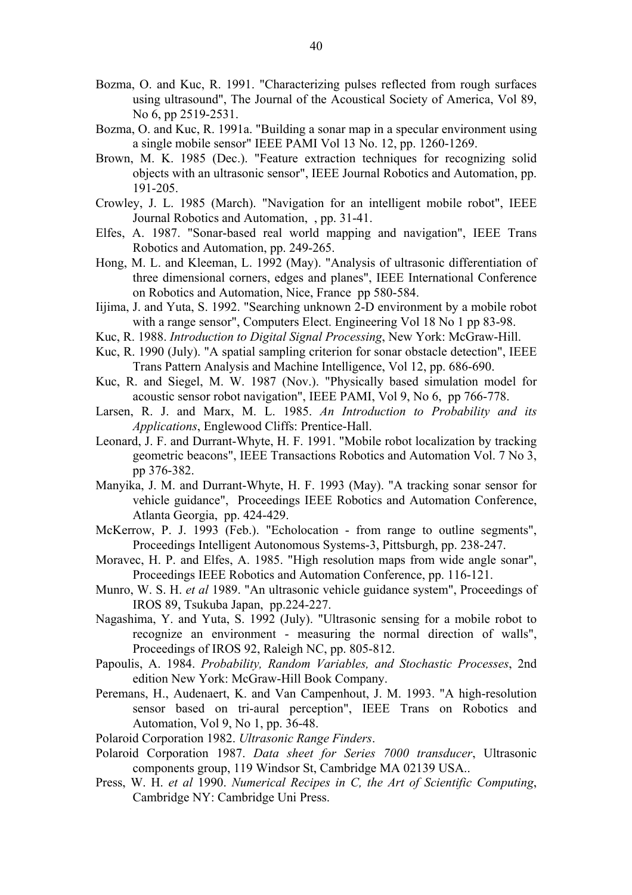Bozma, O. and Kuc, R. 1991. "Characterizing pulses reflected from rough surfaces using ultrasound", The Journal of the Acoustical Society of America, Vol 89, No 6, pp 2519-2531.

Bozma, O. and Kuc, R. 1991a. "Building a sonar map in a specular environment using a single mobile sensor" IEEE PAMI Vol 13 No. 12, pp. 1260-1269.

Brown, M. K. 1985 (Dec.). "Feature extraction techniques for recognizing solid objects with an ultrasonic sensor", IEEE Journal Robotics and Automation, pp. 191-205.

Crowley, J. L. 1985 (March). "Navigation for an intelligent mobile robot", IEEE Journal Robotics and Automation, , pp. 31-41.

Elfes, A. 1987. "Sonar-based real world mapping and navigation", IEEE Trans Robotics and Automation, pp. 249-265.

Hong, M. L. and Kleeman, L. 1992 (May). "Analysis of ultrasonic differentiation of three dimensional corners, edges and planes", IEEE International Conference on Robotics and Automation, Nice, France pp 580-584.

Iijima, J. and Yuta, S. 1992. "Searching unknown 2-D environment by a mobile robot with a range sensor", Computers Elect. Engineering Vol 18 No 1 pp 83-98.

Kuc, R. 1988. *Introduction to Digital Signal Processing*, New York: McGraw-Hill.

Kuc, R. 1990 (July). "A spatial sampling criterion for sonar obstacle detection", IEEE Trans Pattern Analysis and Machine Intelligence, Vol 12, pp. 686-690.

Kuc, R. and Siegel, M. W. 1987 (Nov.). "Physically based simulation model for acoustic sensor robot navigation", IEEE PAMI, Vol 9, No 6, pp 766-778.

Larsen, R. J. and Marx, M. L. 1985. *An Introduction to Probability and its Applications*, Englewood Cliffs: Prentice-Hall.

Leonard, J. F. and Durrant-Whyte, H. F. 1991. "Mobile robot localization by tracking geometric beacons", IEEE Transactions Robotics and Automation Vol. 7 No 3, pp 376-382.

Manyika, J. M. and Durrant-Whyte, H. F. 1993 (May). "A tracking sonar sensor for vehicle guidance", Proceedings IEEE Robotics and Automation Conference, Atlanta Georgia, pp. 424-429.

McKerrow, P. J. 1993 (Feb.). "Echolocation - from range to outline segments", Proceedings Intelligent Autonomous Systems-3, Pittsburgh, pp. 238-247.

Moravec, H. P. and Elfes, A. 1985. "High resolution maps from wide angle sonar", Proceedings IEEE Robotics and Automation Conference, pp. 116-121.

Munro, W. S. H. *et al* 1989. "An ultrasonic vehicle guidance system", Proceedings of IROS 89, Tsukuba Japan, pp.224-227.

Nagashima, Y. and Yuta, S. 1992 (July). "Ultrasonic sensing for a mobile robot to recognize an environment - measuring the normal direction of walls", Proceedings of IROS 92, Raleigh NC, pp. 805-812.

Papoulis, A. 1984. *Probability, Random Variables, and Stochastic Processes*, 2nd edition New York: McGraw-Hill Book Company.

Peremans, H., Audenaert, K. and Van Campenhout, J. M. 1993. "A high-resolution sensor based on tri-aural perception", IEEE Trans on Robotics and Automation, Vol 9, No 1, pp. 36-48.

Polaroid Corporation 1982. *Ultrasonic Range Finders*.

Polaroid Corporation 1987. *Data sheet for Series 7000 transducer*, Ultrasonic components group, 119 Windsor St, Cambridge MA 02139 USA..

Press, W. H. *et al* 1990. *Numerical Recipes in C, the Art of Scientific Computing*, Cambridge NY: Cambridge Uni Press.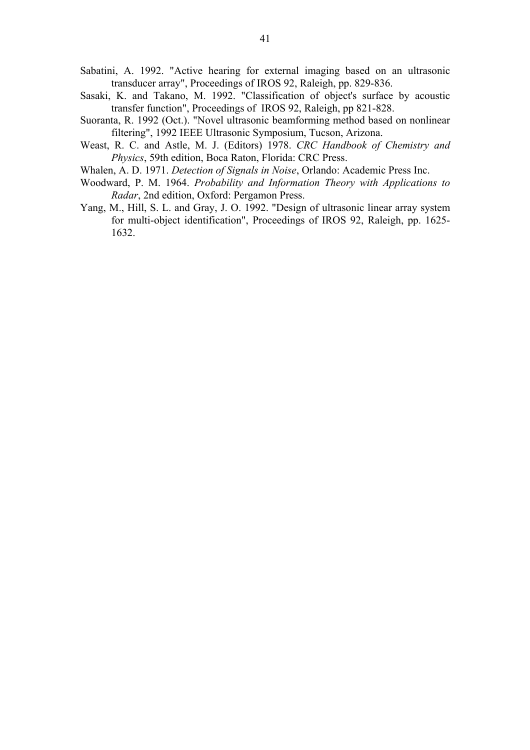Sabatini, A. 1992. "Active hearing for external imaging based on an ultrasonic transducer array", Proceedings of IROS 92, Raleigh, pp. 829-836.

Sasaki, K. and Takano, M. 1992. "Classification of object's surface by acoustic transfer function", Proceedings of IROS 92, Raleigh, pp 821-828.

Suoranta, R. 1992 (Oct.). "Novel ultrasonic beamforming method based on nonlinear filtering", 1992 IEEE Ultrasonic Symposium, Tucson, Arizona.

Weast, R. C. and Astle, M. J. (Editors) 1978. *CRC Handbook of Chemistry and Physics*, 59th edition, Boca Raton, Florida: CRC Press.

Whalen, A. D. 1971. *Detection of Signals in Noise*, Orlando: Academic Press Inc.

Woodward, P. M. 1964. *Probability and Information Theory with Applications to Radar*, 2nd edition, Oxford: Pergamon Press.

Yang, M., Hill, S. L. and Gray, J. O. 1992. "Design of ultrasonic linear array system for multi-object identification", Proceedings of IROS 92, Raleigh, pp. 1625-1632.